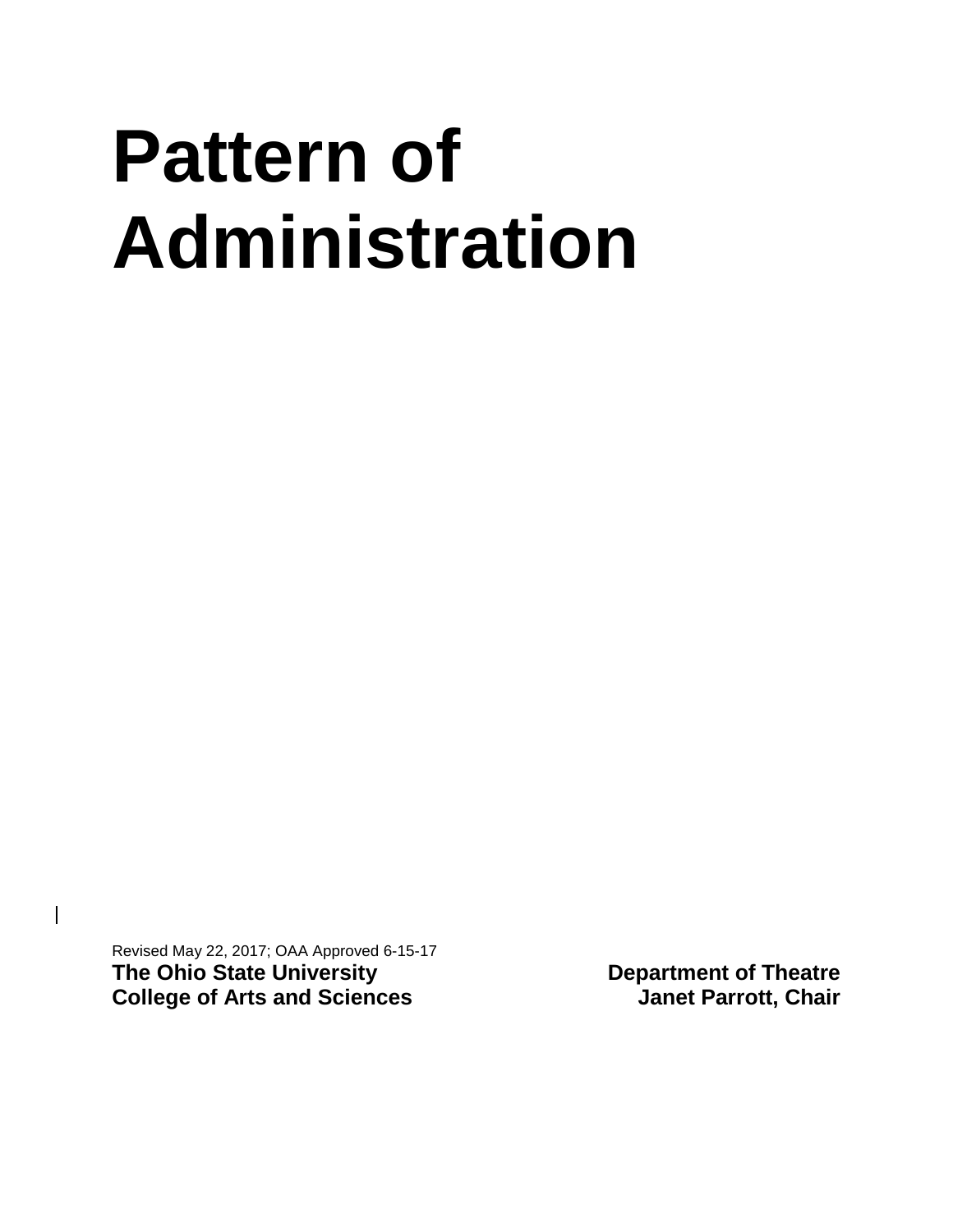# Pattern of Administration

Revised May 22, 2017; OAA Approved 6-15-17

**The Ohio State University**
**College of Arts and Sciences**

**Department of Theatre**
**Janet Parrott, Chair**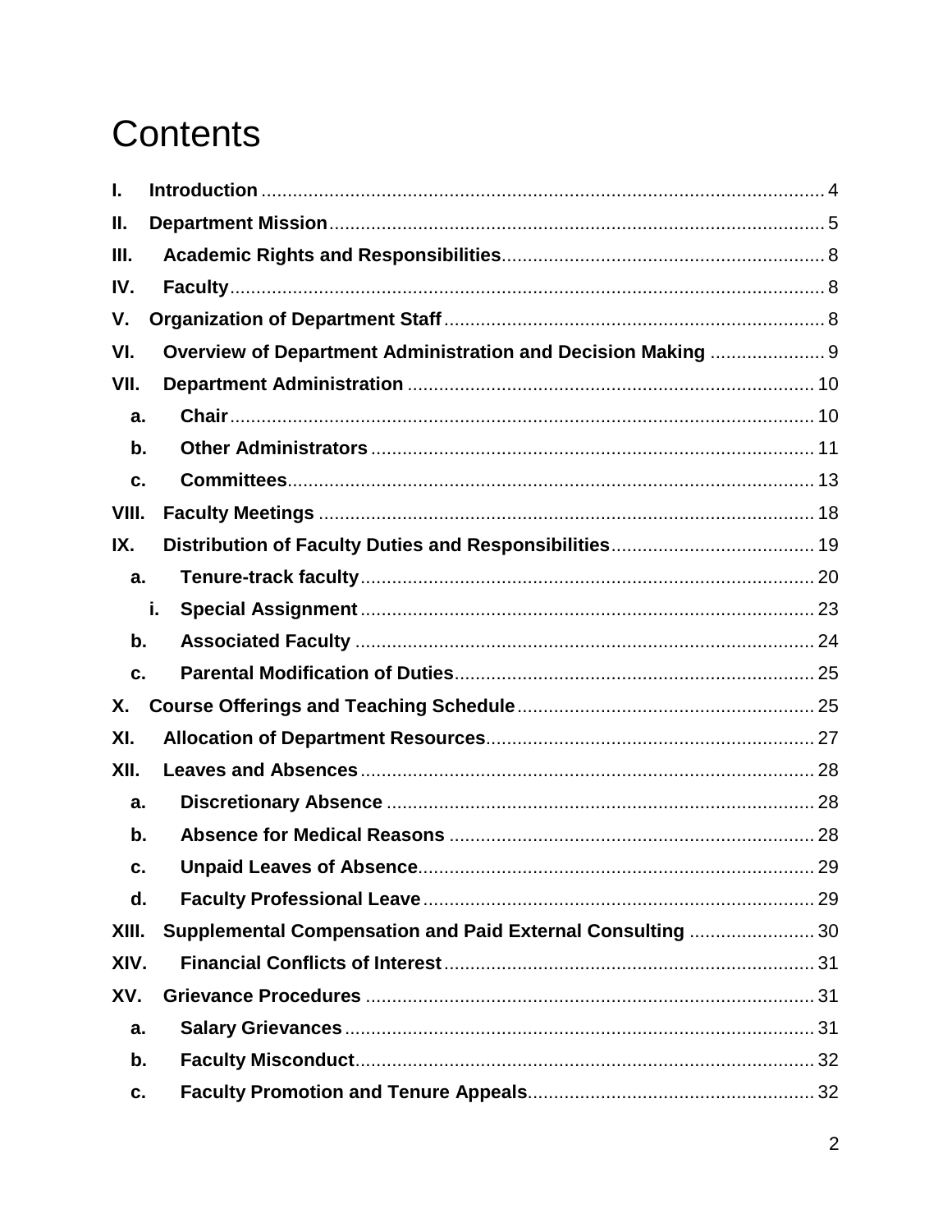# Contents

- **I. Introduction** .......... 4
- **II. Department Mission** .......... 5
- **III. Academic Rights and Responsibilities** .......... 8
- **IV. Faculty** .......... 8
- **V. Organization of Department Staff** .......... 8
- **VI. Overview of Department Administration and Decision Making** .......... 9
- **VII. Department Administration** .......... 10
  - **a. Chair** .......... 10
  - **b. Other Administrators** .......... 11
  - **c. Committees** .......... 13
- **VIII. Faculty Meetings** .......... 18
- **IX. Distribution of Faculty Duties and Responsibilities** .......... 19
  - **a. Tenure-track faculty** .......... 20
    - **i. Special Assignment** .......... 23
  - **b. Associated Faculty** .......... 24
  - **c. Parental Modification of Duties** .......... 25
- **X. Course Offerings and Teaching Schedule** .......... 25
- **XI. Allocation of Department Resources** .......... 27
- **XII. Leaves and Absences** .......... 28
  - **a. Discretionary Absence** .......... 28
  - **b. Absence for Medical Reasons** .......... 28
  - **c. Unpaid Leaves of Absence** .......... 29
  - **d. Faculty Professional Leave** .......... 29
- **XIII. Supplemental Compensation and Paid External Consulting** .......... 30
- **XIV. Financial Conflicts of Interest** .......... 31
- **XV. Grievance Procedures** .......... 31
  - **a. Salary Grievances** .......... 31
  - **b. Faculty Misconduct** .......... 32
  - **c. Faculty Promotion and Tenure Appeals** .......... 32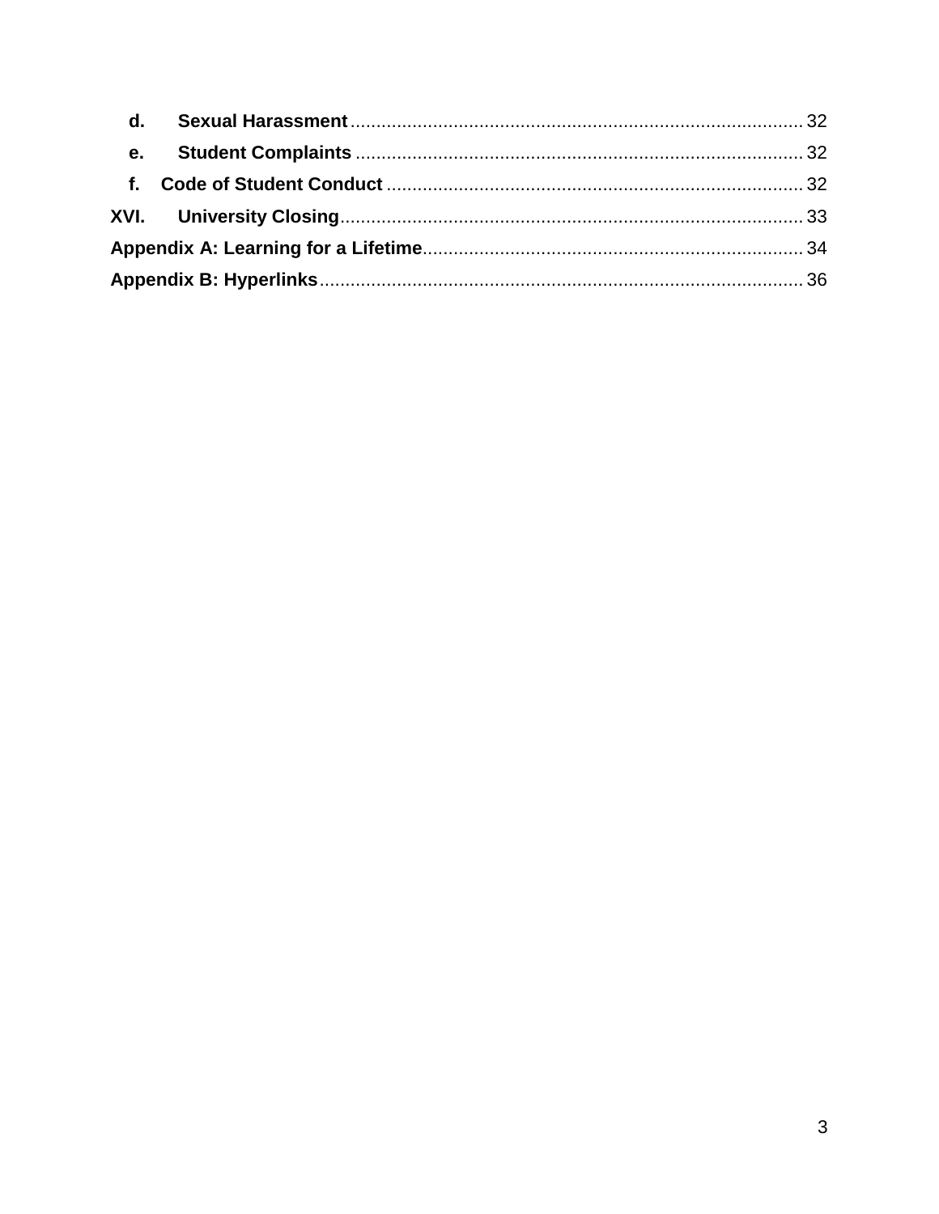- **d. Sexual Harassment** ........ 32
- **e. Student Complaints** ........ 32
- **f. Code of Student Conduct** ........ 32

**XVI. University Closing** ........ 33

**Appendix A: Learning for a Lifetime** ........ 34

**Appendix B: Hyperlinks** ........ 36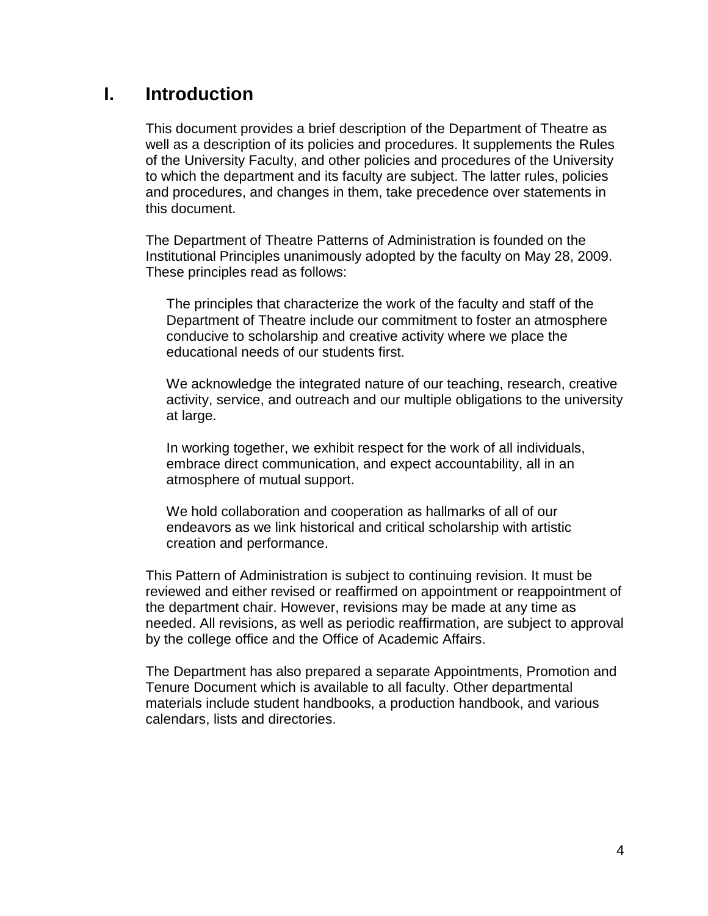# I. Introduction

This document provides a brief description of the Department of Theatre as well as a description of its policies and procedures. It supplements the Rules of the University Faculty, and other policies and procedures of the University to which the department and its faculty are subject. The latter rules, policies and procedures, and changes in them, take precedence over statements in this document.

The Department of Theatre Patterns of Administration is founded on the Institutional Principles unanimously adopted by the faculty on May 28, 2009. These principles read as follows:

> The principles that characterize the work of the faculty and staff of the Department of Theatre include our commitment to foster an atmosphere conducive to scholarship and creative activity where we place the educational needs of our students first.
>
> We acknowledge the integrated nature of our teaching, research, creative activity, service, and outreach and our multiple obligations to the university at large.
>
> In working together, we exhibit respect for the work of all individuals, embrace direct communication, and expect accountability, all in an atmosphere of mutual support.
>
> We hold collaboration and cooperation as hallmarks of all of our endeavors as we link historical and critical scholarship with artistic creation and performance.

This Pattern of Administration is subject to continuing revision. It must be reviewed and either revised or reaffirmed on appointment or reappointment of the department chair. However, revisions may be made at any time as needed. All revisions, as well as periodic reaffirmation, are subject to approval by the college office and the Office of Academic Affairs.

The Department has also prepared a separate Appointments, Promotion and Tenure Document which is available to all faculty. Other departmental materials include student handbooks, a production handbook, and various calendars, lists and directories.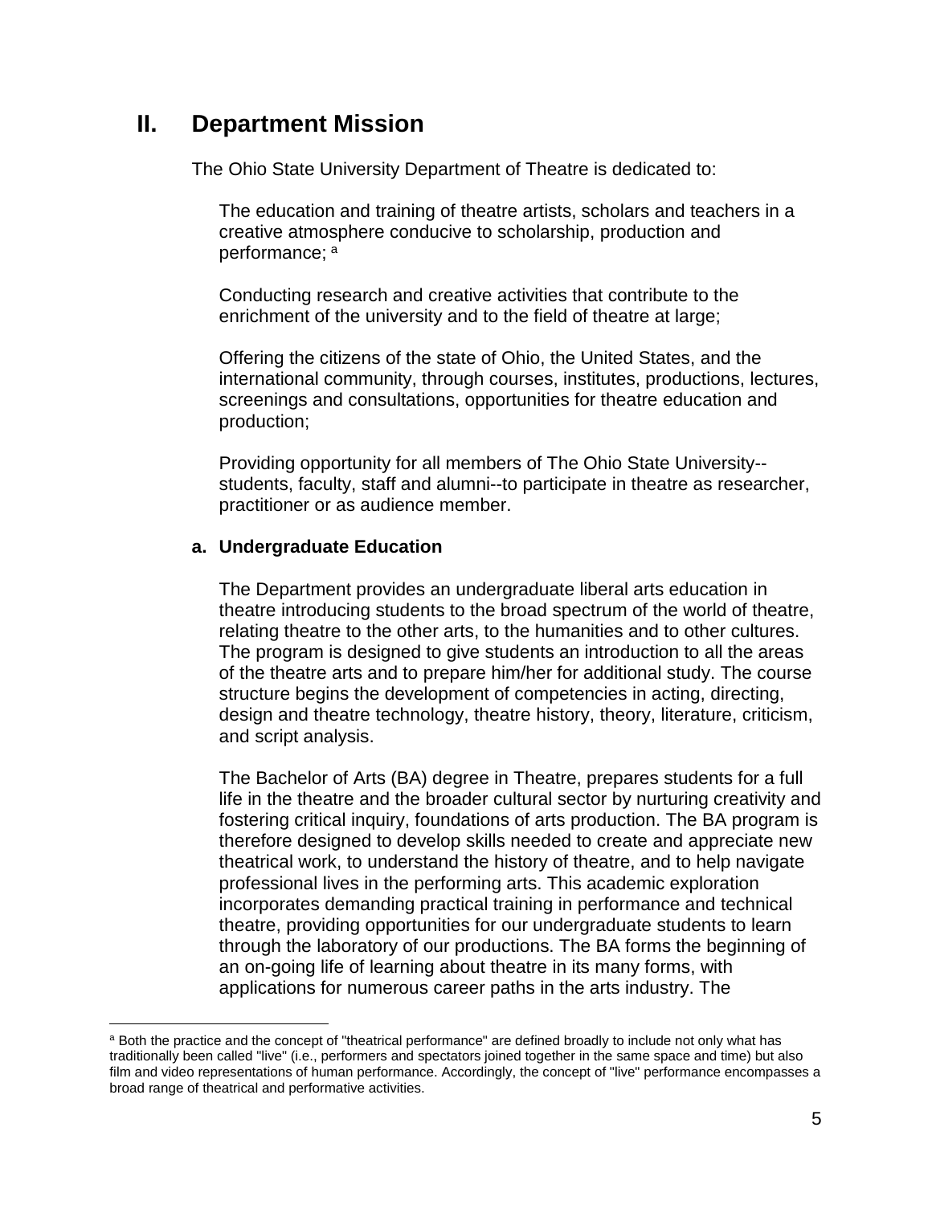## II. Department Mission

The Ohio State University Department of Theatre is dedicated to:

The education and training of theatre artists, scholars and teachers in a creative atmosphere conducive to scholarship, production and performance; [a]

Conducting research and creative activities that contribute to the enrichment of the university and to the field of theatre at large;

Offering the citizens of the state of Ohio, the United States, and the international community, through courses, institutes, productions, lectures, screenings and consultations, opportunities for theatre education and production;

Providing opportunity for all members of The Ohio State University--students, faculty, staff and alumni--to participate in theatre as researcher, practitioner or as audience member.

### a. Undergraduate Education

The Department provides an undergraduate liberal arts education in theatre introducing students to the broad spectrum of the world of theatre, relating theatre to the other arts, to the humanities and to other cultures. The program is designed to give students an introduction to all the areas of the theatre arts and to prepare him/her for additional study. The course structure begins the development of competencies in acting, directing, design and theatre technology, theatre history, theory, literature, criticism, and script analysis.

The Bachelor of Arts (BA) degree in Theatre, prepares students for a full life in the theatre and the broader cultural sector by nurturing creativity and fostering critical inquiry, foundations of arts production. The BA program is therefore designed to develop skills needed to create and appreciate new theatrical work, to understand the history of theatre, and to help navigate professional lives in the performing arts. This academic exploration incorporates demanding practical training in performance and technical theatre, providing opportunities for our undergraduate students to learn through the laboratory of our productions. The BA forms the beginning of an on-going life of learning about theatre in its many forms, with applications for numerous career paths in the arts industry. The

---

[a] Both the practice and the concept of "theatrical performance" are defined broadly to include not only what has traditionally been called "live" (i.e., performers and spectators joined together in the same space and time) but also film and video representations of human performance. Accordingly, the concept of "live" performance encompasses a broad range of theatrical and performative activities.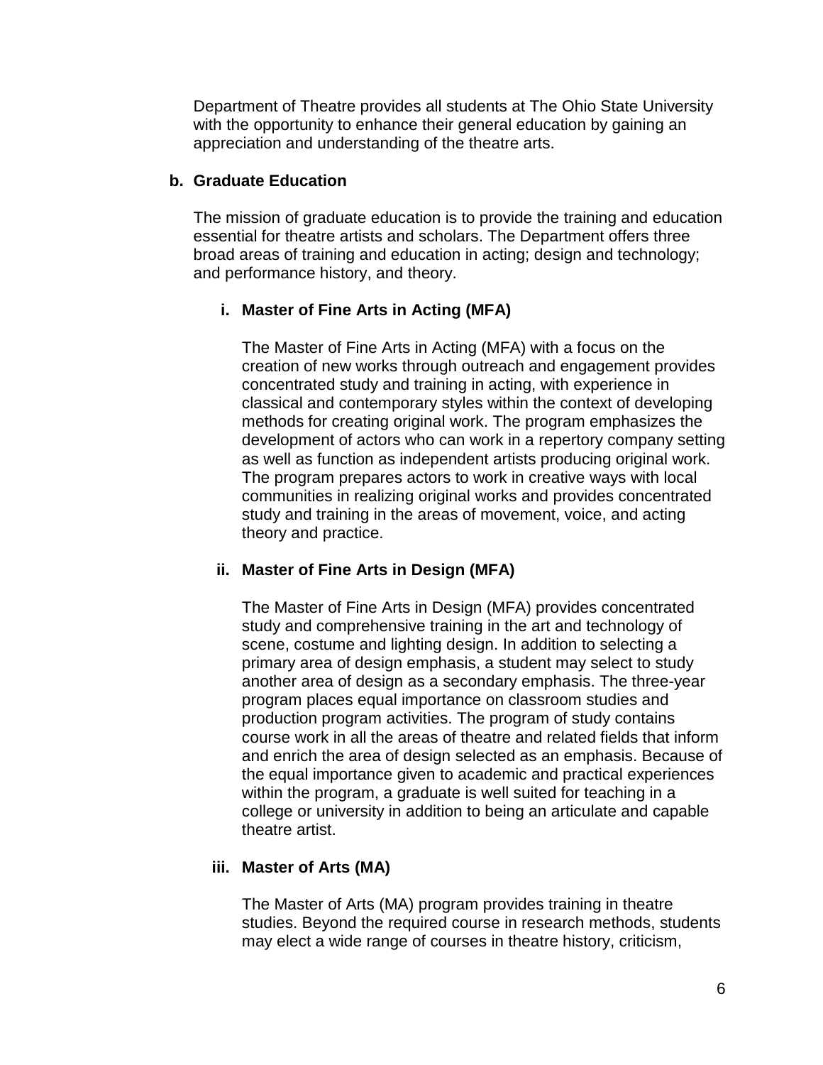Department of Theatre provides all students at The Ohio State University with the opportunity to enhance their general education by gaining an appreciation and understanding of the theatre arts.

### b. Graduate Education

The mission of graduate education is to provide the training and education essential for theatre artists and scholars. The Department offers three broad areas of training and education in acting; design and technology; and performance history, and theory.

#### i. Master of Fine Arts in Acting (MFA)

The Master of Fine Arts in Acting (MFA) with a focus on the creation of new works through outreach and engagement provides concentrated study and training in acting, with experience in classical and contemporary styles within the context of developing methods for creating original work. The program emphasizes the development of actors who can work in a repertory company setting as well as function as independent artists producing original work. The program prepares actors to work in creative ways with local communities in realizing original works and provides concentrated study and training in the areas of movement, voice, and acting theory and practice.

#### ii. Master of Fine Arts in Design (MFA)

The Master of Fine Arts in Design (MFA) provides concentrated study and comprehensive training in the art and technology of scene, costume and lighting design. In addition to selecting a primary area of design emphasis, a student may select to study another area of design as a secondary emphasis. The three-year program places equal importance on classroom studies and production program activities. The program of study contains course work in all the areas of theatre and related fields that inform and enrich the area of design selected as an emphasis. Because of the equal importance given to academic and practical experiences within the program, a graduate is well suited for teaching in a college or university in addition to being an articulate and capable theatre artist.

#### iii. Master of Arts (MA)

The Master of Arts (MA) program provides training in theatre studies. Beyond the required course in research methods, students may elect a wide range of courses in theatre history, criticism,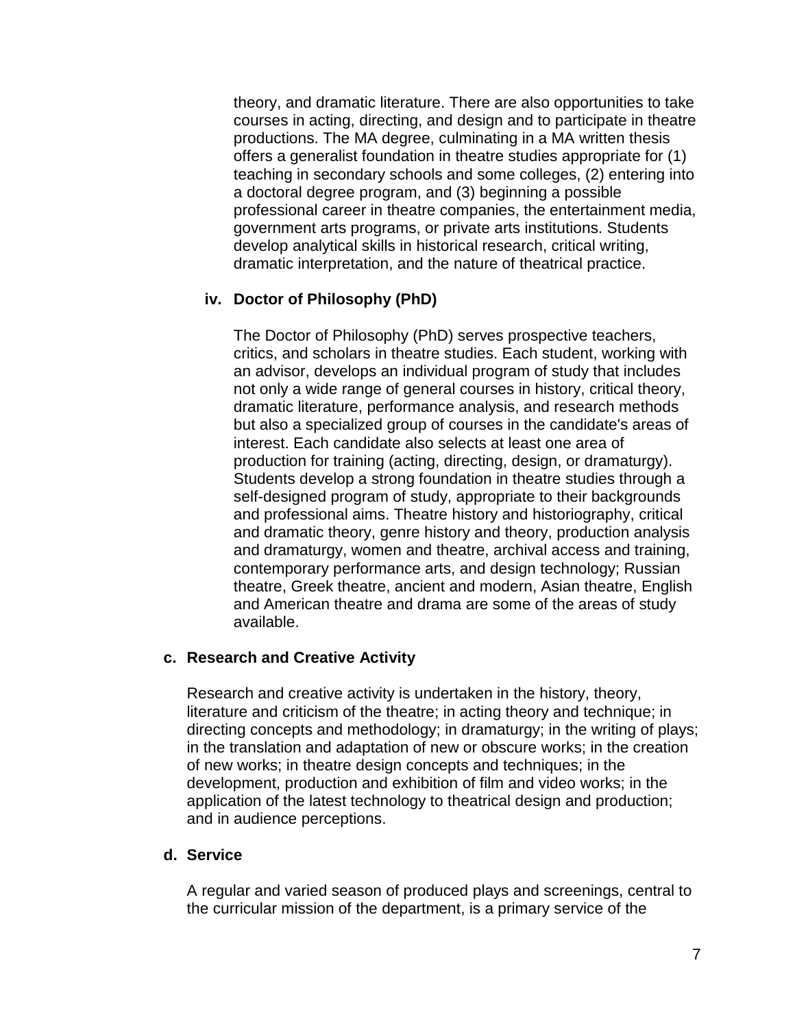theory, and dramatic literature. There are also opportunities to take courses in acting, directing, and design and to participate in theatre productions. The MA degree, culminating in a MA written thesis offers a generalist foundation in theatre studies appropriate for (1) teaching in secondary schools and some colleges, (2) entering into a doctoral degree program, and (3) beginning a possible professional career in theatre companies, the entertainment media, government arts programs, or private arts institutions. Students develop analytical skills in historical research, critical writing, dramatic interpretation, and the nature of theatrical practice.

#### iv. Doctor of Philosophy (PhD)

The Doctor of Philosophy (PhD) serves prospective teachers, critics, and scholars in theatre studies. Each student, working with an advisor, develops an individual program of study that includes not only a wide range of general courses in history, critical theory, dramatic literature, performance analysis, and research methods but also a specialized group of courses in the candidate's areas of interest. Each candidate also selects at least one area of production for training (acting, directing, design, or dramaturgy). Students develop a strong foundation in theatre studies through a self-designed program of study, appropriate to their backgrounds and professional aims. Theatre history and historiography, critical and dramatic theory, genre history and theory, production analysis and dramaturgy, women and theatre, archival access and training, contemporary performance arts, and design technology; Russian theatre, Greek theatre, ancient and modern, Asian theatre, English and American theatre and drama are some of the areas of study available.

### c. Research and Creative Activity

Research and creative activity is undertaken in the history, theory, literature and criticism of the theatre; in acting theory and technique; in directing concepts and methodology; in dramaturgy; in the writing of plays; in the translation and adaptation of new or obscure works; in the creation of new works; in theatre design concepts and techniques; in the development, production and exhibition of film and video works; in the application of the latest technology to theatrical design and production; and in audience perceptions.

### d. Service

A regular and varied season of produced plays and screenings, central to the curricular mission of the department, is a primary service of the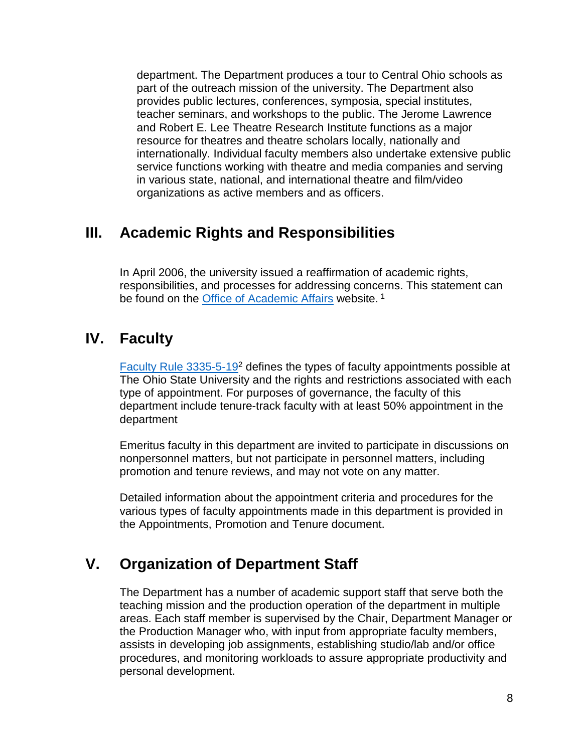department. The Department produces a tour to Central Ohio schools as part of the outreach mission of the university. The Department also provides public lectures, conferences, symposia, special institutes, teacher seminars, and workshops to the public. The Jerome Lawrence and Robert E. Lee Theatre Research Institute functions as a major resource for theatres and theatre scholars locally, nationally and internationally. Individual faculty members also undertake extensive public service functions working with theatre and media companies and serving in various state, national, and international theatre and film/video organizations as active members and as officers.

## III. Academic Rights and Responsibilities

In April 2006, the university issued a reaffirmation of academic rights, responsibilities, and processes for addressing concerns. This statement can be found on the Office of Academic Affairs website. [1]

## IV. Faculty

Faculty Rule 3335-5-19[2] defines the types of faculty appointments possible at The Ohio State University and the rights and restrictions associated with each type of appointment. For purposes of governance, the faculty of this department include tenure-track faculty with at least 50% appointment in the department

Emeritus faculty in this department are invited to participate in discussions on nonpersonnel matters, but not participate in personnel matters, including promotion and tenure reviews, and may not vote on any matter.

Detailed information about the appointment criteria and procedures for the various types of faculty appointments made in this department is provided in the Appointments, Promotion and Tenure document.

## V. Organization of Department Staff

The Department has a number of academic support staff that serve both the teaching mission and the production operation of the department in multiple areas. Each staff member is supervised by the Chair, Department Manager or the Production Manager who, with input from appropriate faculty members, assists in developing job assignments, establishing studio/lab and/or office procedures, and monitoring workloads to assure appropriate productivity and personal development.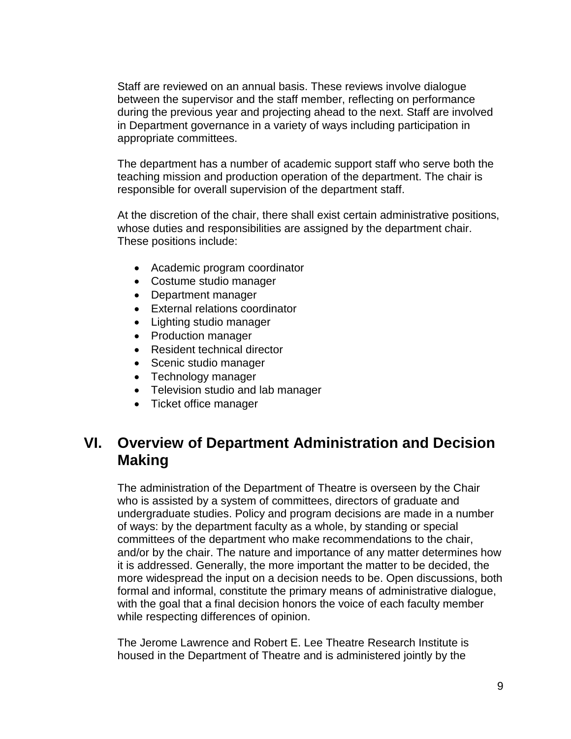Staff are reviewed on an annual basis. These reviews involve dialogue between the supervisor and the staff member, reflecting on performance during the previous year and projecting ahead to the next. Staff are involved in Department governance in a variety of ways including participation in appropriate committees.

The department has a number of academic support staff who serve both the teaching mission and production operation of the department. The chair is responsible for overall supervision of the department staff.

At the discretion of the chair, there shall exist certain administrative positions, whose duties and responsibilities are assigned by the department chair. These positions include:

- Academic program coordinator
- Costume studio manager
- Department manager
- External relations coordinator
- Lighting studio manager
- Production manager
- Resident technical director
- Scenic studio manager
- Technology manager
- Television studio and lab manager
- Ticket office manager

## VI. Overview of Department Administration and Decision Making

The administration of the Department of Theatre is overseen by the Chair who is assisted by a system of committees, directors of graduate and undergraduate studies. Policy and program decisions are made in a number of ways: by the department faculty as a whole, by standing or special committees of the department who make recommendations to the chair, and/or by the chair. The nature and importance of any matter determines how it is addressed. Generally, the more important the matter to be decided, the more widespread the input on a decision needs to be. Open discussions, both formal and informal, constitute the primary means of administrative dialogue, with the goal that a final decision honors the voice of each faculty member while respecting differences of opinion.

The Jerome Lawrence and Robert E. Lee Theatre Research Institute is housed in the Department of Theatre and is administered jointly by the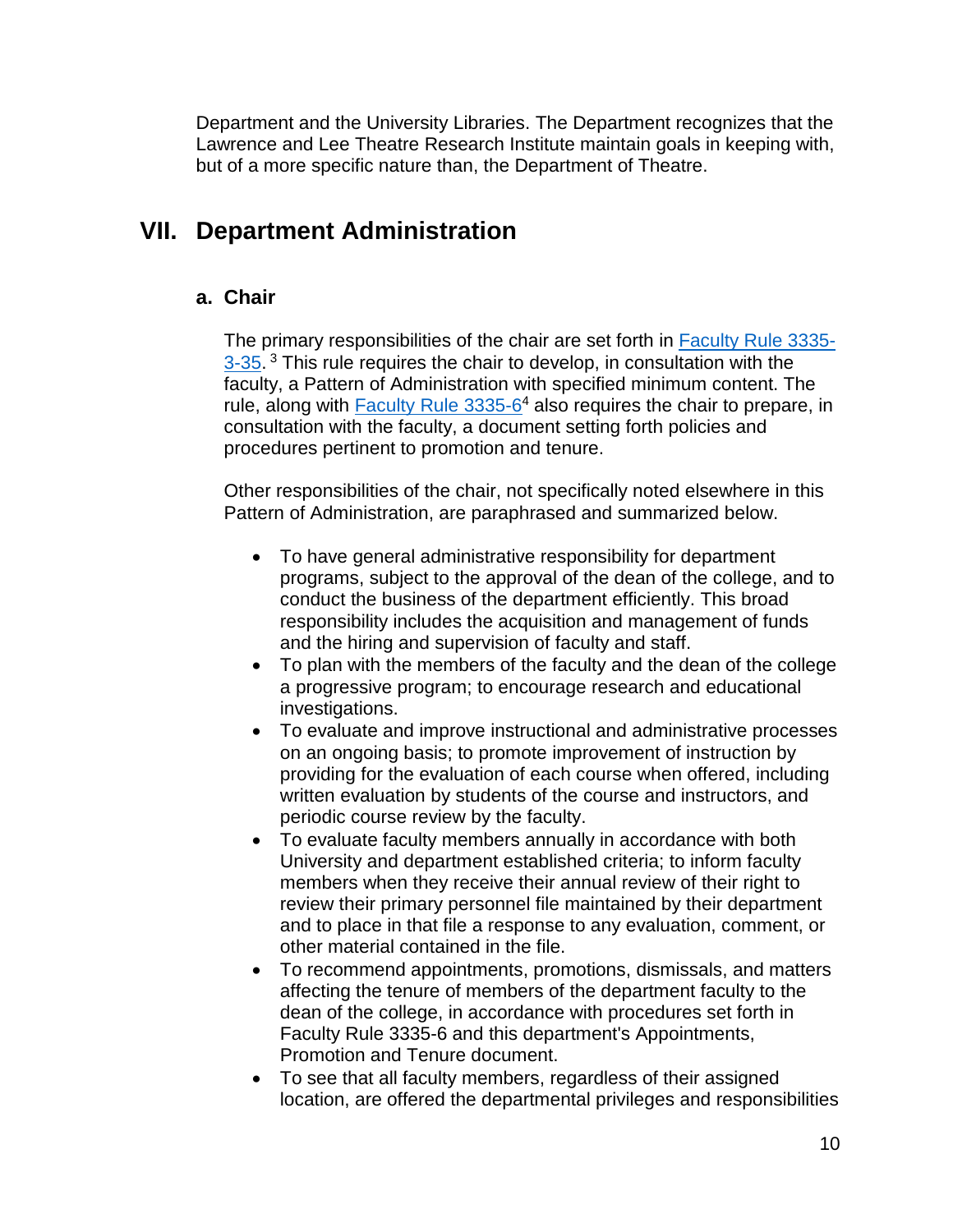Department and the University Libraries. The Department recognizes that the Lawrence and Lee Theatre Research Institute maintain goals in keeping with, but of a more specific nature than, the Department of Theatre.

# VII. Department Administration

## a. Chair

The primary responsibilities of the chair are set forth in [Faculty Rule 3335-3-35](). [3] This rule requires the chair to develop, in consultation with the faculty, a Pattern of Administration with specified minimum content. The rule, along with [Faculty Rule 3335-6]()[4] also requires the chair to prepare, in consultation with the faculty, a document setting forth policies and procedures pertinent to promotion and tenure.

Other responsibilities of the chair, not specifically noted elsewhere in this Pattern of Administration, are paraphrased and summarized below.

- To have general administrative responsibility for department programs, subject to the approval of the dean of the college, and to conduct the business of the department efficiently. This broad responsibility includes the acquisition and management of funds and the hiring and supervision of faculty and staff.
- To plan with the members of the faculty and the dean of the college a progressive program; to encourage research and educational investigations.
- To evaluate and improve instructional and administrative processes on an ongoing basis; to promote improvement of instruction by providing for the evaluation of each course when offered, including written evaluation by students of the course and instructors, and periodic course review by the faculty.
- To evaluate faculty members annually in accordance with both University and department established criteria; to inform faculty members when they receive their annual review of their right to review their primary personnel file maintained by their department and to place in that file a response to any evaluation, comment, or other material contained in the file.
- To recommend appointments, promotions, dismissals, and matters affecting the tenure of members of the department faculty to the dean of the college, in accordance with procedures set forth in Faculty Rule 3335-6 and this department's Appointments, Promotion and Tenure document.
- To see that all faculty members, regardless of their assigned location, are offered the departmental privileges and responsibilities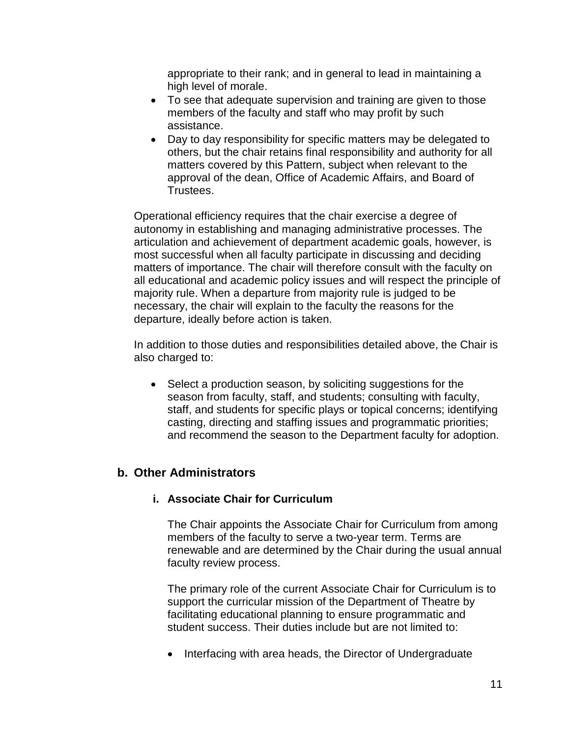appropriate to their rank; and in general to lead in maintaining a high level of morale.

- To see that adequate supervision and training are given to those members of the faculty and staff who may profit by such assistance.
- Day to day responsibility for specific matters may be delegated to others, but the chair retains final responsibility and authority for all matters covered by this Pattern, subject when relevant to the approval of the dean, Office of Academic Affairs, and Board of Trustees.

Operational efficiency requires that the chair exercise a degree of autonomy in establishing and managing administrative processes. The articulation and achievement of department academic goals, however, is most successful when all faculty participate in discussing and deciding matters of importance. The chair will therefore consult with the faculty on all educational and academic policy issues and will respect the principle of majority rule. When a departure from majority rule is judged to be necessary, the chair will explain to the faculty the reasons for the departure, ideally before action is taken.

In addition to those duties and responsibilities detailed above, the Chair is also charged to:

- Select a production season, by soliciting suggestions for the season from faculty, staff, and students; consulting with faculty, staff, and students for specific plays or topical concerns; identifying casting, directing and staffing issues and programmatic priorities; and recommend the season to the Department faculty for adoption.

## b. Other Administrators

### i. Associate Chair for Curriculum

The Chair appoints the Associate Chair for Curriculum from among members of the faculty to serve a two-year term. Terms are renewable and are determined by the Chair during the usual annual faculty review process.

The primary role of the current Associate Chair for Curriculum is to support the curricular mission of the Department of Theatre by facilitating educational planning to ensure programmatic and student success. Their duties include but are not limited to:

- Interfacing with area heads, the Director of Undergraduate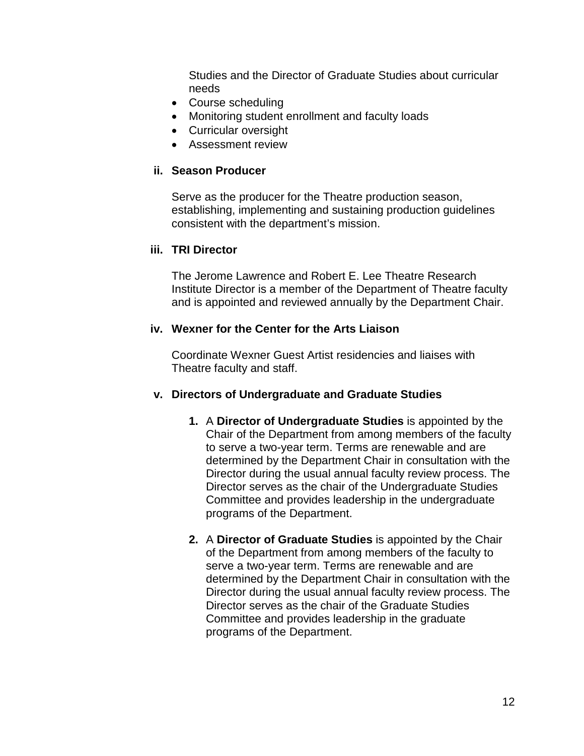Studies and the Director of Graduate Studies about curricular needs

- Course scheduling
- Monitoring student enrollment and faculty loads
- Curricular oversight
- Assessment review

**ii. Season Producer**

Serve as the producer for the Theatre production season, establishing, implementing and sustaining production guidelines consistent with the department's mission.

**iii. TRI Director**

The Jerome Lawrence and Robert E. Lee Theatre Research Institute Director is a member of the Department of Theatre faculty and is appointed and reviewed annually by the Department Chair.

**iv. Wexner for the Center for the Arts Liaison**

Coordinate Wexner Guest Artist residencies and liaises with Theatre faculty and staff.

**v. Directors of Undergraduate and Graduate Studies**

1. A **Director of Undergraduate Studies** is appointed by the Chair of the Department from among members of the faculty to serve a two-year term. Terms are renewable and are determined by the Department Chair in consultation with the Director during the usual annual faculty review process. The Director serves as the chair of the Undergraduate Studies Committee and provides leadership in the undergraduate programs of the Department.

2. A **Director of Graduate Studies** is appointed by the Chair of the Department from among members of the faculty to serve a two-year term. Terms are renewable and are determined by the Department Chair in consultation with the Director during the usual annual faculty review process. The Director serves as the chair of the Graduate Studies Committee and provides leadership in the graduate programs of the Department.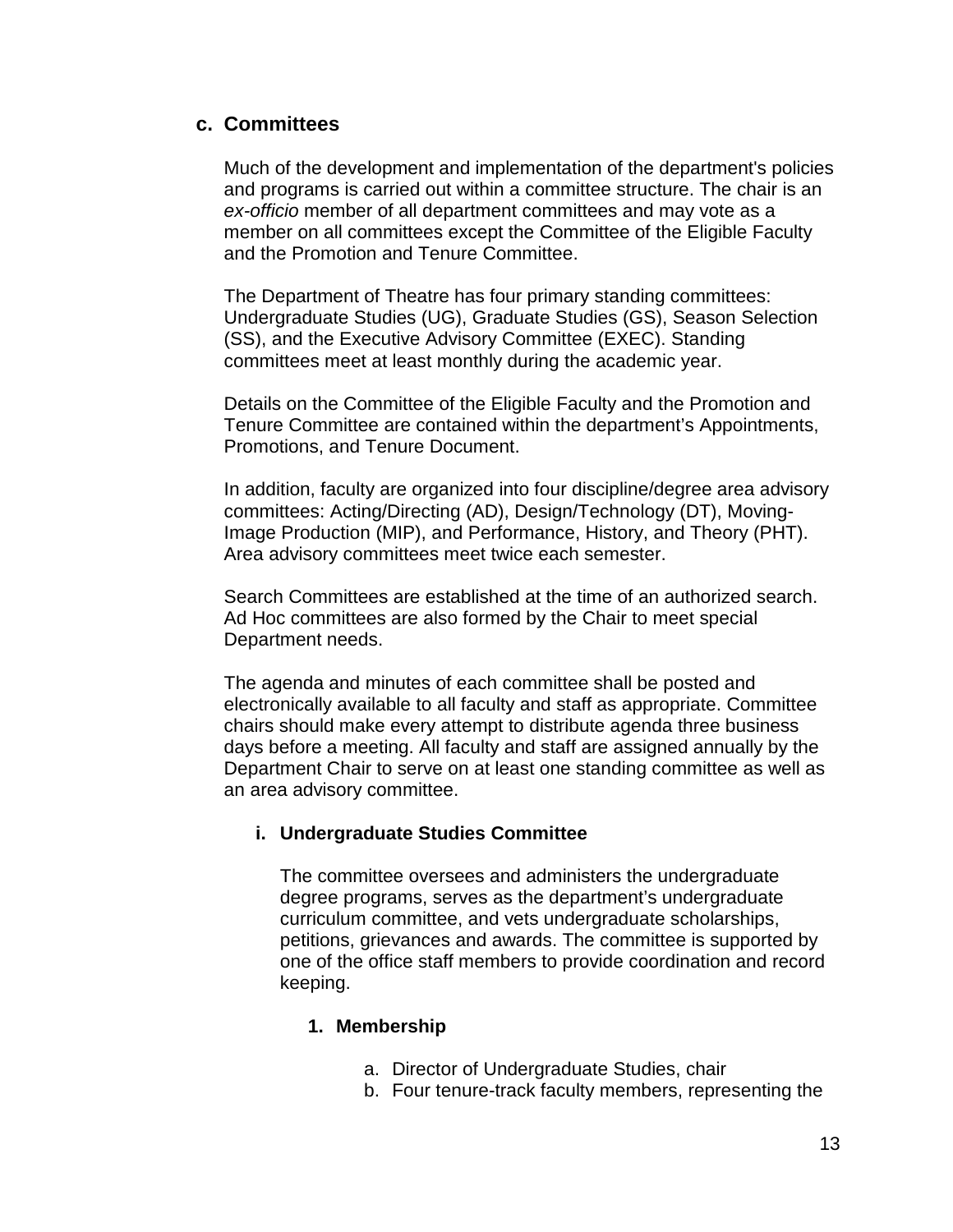## c. Committees

Much of the development and implementation of the department's policies and programs is carried out within a committee structure. The chair is an *ex-officio* member of all department committees and may vote as a member on all committees except the Committee of the Eligible Faculty and the Promotion and Tenure Committee.

The Department of Theatre has four primary standing committees: Undergraduate Studies (UG), Graduate Studies (GS), Season Selection (SS), and the Executive Advisory Committee (EXEC). Standing committees meet at least monthly during the academic year.

Details on the Committee of the Eligible Faculty and the Promotion and Tenure Committee are contained within the department's Appointments, Promotions, and Tenure Document.

In addition, faculty are organized into four discipline/degree area advisory committees: Acting/Directing (AD), Design/Technology (DT), Moving-Image Production (MIP), and Performance, History, and Theory (PHT). Area advisory committees meet twice each semester.

Search Committees are established at the time of an authorized search. Ad Hoc committees are also formed by the Chair to meet special Department needs.

The agenda and minutes of each committee shall be posted and electronically available to all faculty and staff as appropriate. Committee chairs should make every attempt to distribute agenda three business days before a meeting. All faculty and staff are assigned annually by the Department Chair to serve on at least one standing committee as well as an area advisory committee.

### i. Undergraduate Studies Committee

The committee oversees and administers the undergraduate degree programs, serves as the department's undergraduate curriculum committee, and vets undergraduate scholarships, petitions, grievances and awards. The committee is supported by one of the office staff members to provide coordination and record keeping.

#### 1. Membership

a. Director of Undergraduate Studies, chair
b. Four tenure-track faculty members, representing the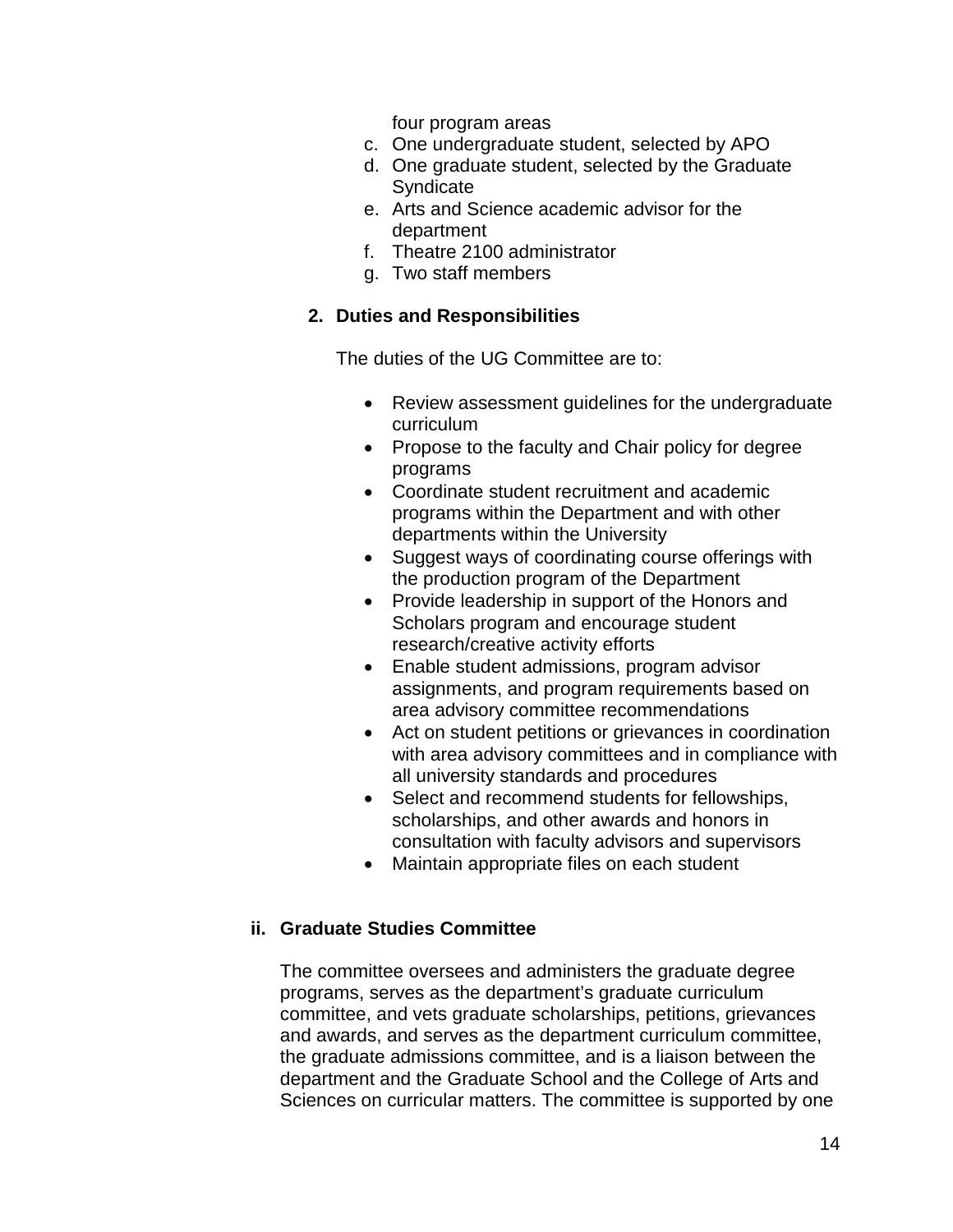four program areas

c. One undergraduate student, selected by APO
d. One graduate student, selected by the Graduate Syndicate
e. Arts and Science academic advisor for the department
f. Theatre 2100 administrator
g. Two staff members

**2. Duties and Responsibilities**

The duties of the UG Committee are to:

- Review assessment guidelines for the undergraduate curriculum
- Propose to the faculty and Chair policy for degree programs
- Coordinate student recruitment and academic programs within the Department and with other departments within the University
- Suggest ways of coordinating course offerings with the production program of the Department
- Provide leadership in support of the Honors and Scholars program and encourage student research/creative activity efforts
- Enable student admissions, program advisor assignments, and program requirements based on area advisory committee recommendations
- Act on student petitions or grievances in coordination with area advisory committees and in compliance with all university standards and procedures
- Select and recommend students for fellowships, scholarships, and other awards and honors in consultation with faculty advisors and supervisors
- Maintain appropriate files on each student

**ii. Graduate Studies Committee**

The committee oversees and administers the graduate degree programs, serves as the department's graduate curriculum committee, and vets graduate scholarships, petitions, grievances and awards, and serves as the department curriculum committee, the graduate admissions committee, and is a liaison between the department and the Graduate School and the College of Arts and Sciences on curricular matters. The committee is supported by one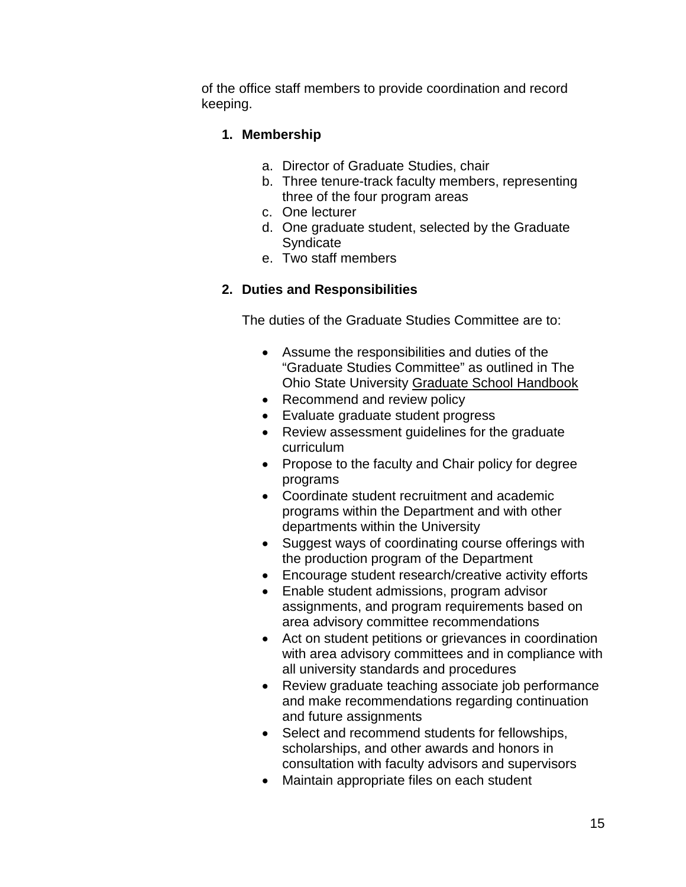of the office staff members to provide coordination and record keeping.

1. **Membership**

    a. Director of Graduate Studies, chair
    b. Three tenure-track faculty members, representing three of the four program areas
    c. One lecturer
    d. One graduate student, selected by the Graduate Syndicate
    e. Two staff members

2. **Duties and Responsibilities**

    The duties of the Graduate Studies Committee are to:

    - Assume the responsibilities and duties of the "Graduate Studies Committee" as outlined in The Ohio State University Graduate School Handbook
    - Recommend and review policy
    - Evaluate graduate student progress
    - Review assessment guidelines for the graduate curriculum
    - Propose to the faculty and Chair policy for degree programs
    - Coordinate student recruitment and academic programs within the Department and with other departments within the University
    - Suggest ways of coordinating course offerings with the production program of the Department
    - Encourage student research/creative activity efforts
    - Enable student admissions, program advisor assignments, and program requirements based on area advisory committee recommendations
    - Act on student petitions or grievances in coordination with area advisory committees and in compliance with all university standards and procedures
    - Review graduate teaching associate job performance and make recommendations regarding continuation and future assignments
    - Select and recommend students for fellowships, scholarships, and other awards and honors in consultation with faculty advisors and supervisors
    - Maintain appropriate files on each student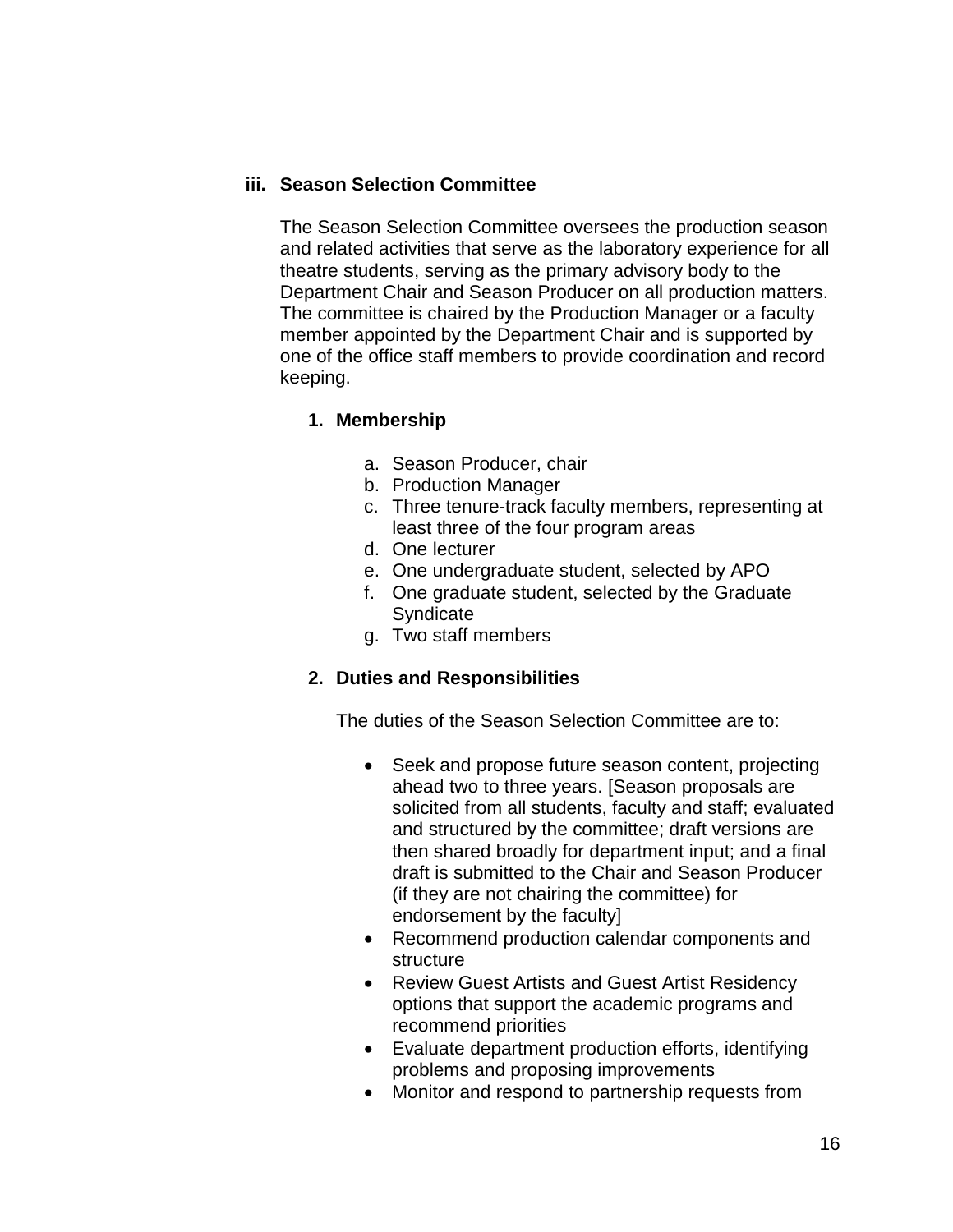### iii. Season Selection Committee

The Season Selection Committee oversees the production season and related activities that serve as the laboratory experience for all theatre students, serving as the primary advisory body to the Department Chair and Season Producer on all production matters. The committee is chaired by the Production Manager or a faculty member appointed by the Department Chair and is supported by one of the office staff members to provide coordination and record keeping.

#### 1. Membership

a. Season Producer, chair
b. Production Manager
c. Three tenure-track faculty members, representing at least three of the four program areas
d. One lecturer
e. One undergraduate student, selected by APO
f. One graduate student, selected by the Graduate Syndicate
g. Two staff members

#### 2. Duties and Responsibilities

The duties of the Season Selection Committee are to:

- Seek and propose future season content, projecting ahead two to three years. [Season proposals are solicited from all students, faculty and staff; evaluated and structured by the committee; draft versions are then shared broadly for department input; and a final draft is submitted to the Chair and Season Producer (if they are not chairing the committee) for endorsement by the faculty]
- Recommend production calendar components and structure
- Review Guest Artists and Guest Artist Residency options that support the academic programs and recommend priorities
- Evaluate department production efforts, identifying problems and proposing improvements
- Monitor and respond to partnership requests from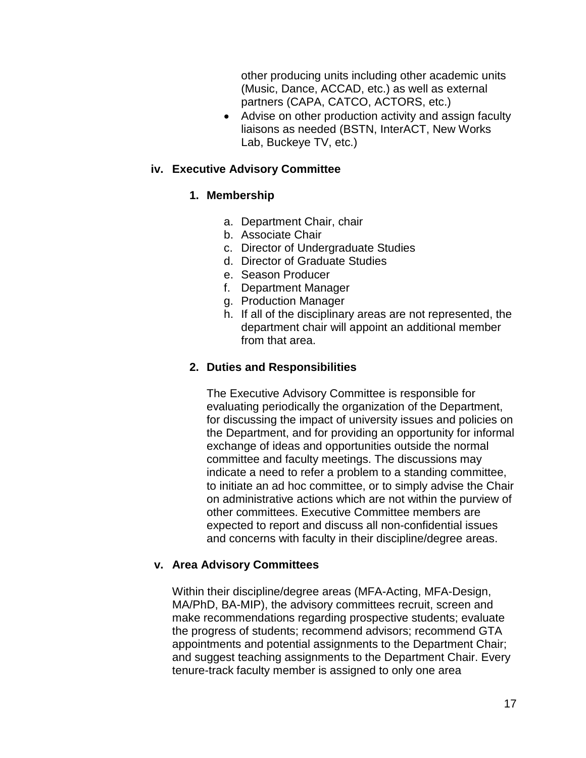other producing units including other academic units (Music, Dance, ACCAD, etc.) as well as external partners (CAPA, CATCO, ACTORS, etc.)

- Advise on other production activity and assign faculty liaisons as needed (BSTN, InterACT, New Works Lab, Buckeye TV, etc.)

**iv. Executive Advisory Committee**

**1. Membership**

a. Department Chair, chair
b. Associate Chair
c. Director of Undergraduate Studies
d. Director of Graduate Studies
e. Season Producer
f. Department Manager
g. Production Manager
h. If all of the disciplinary areas are not represented, the department chair will appoint an additional member from that area.

**2. Duties and Responsibilities**

The Executive Advisory Committee is responsible for evaluating periodically the organization of the Department, for discussing the impact of university issues and policies on the Department, and for providing an opportunity for informal exchange of ideas and opportunities outside the normal committee and faculty meetings. The discussions may indicate a need to refer a problem to a standing committee, to initiate an ad hoc committee, or to simply advise the Chair on administrative actions which are not within the purview of other committees. Executive Committee members are expected to report and discuss all non-confidential issues and concerns with faculty in their discipline/degree areas.

**v. Area Advisory Committees**

Within their discipline/degree areas (MFA-Acting, MFA-Design, MA/PhD, BA-MIP), the advisory committees recruit, screen and make recommendations regarding prospective students; evaluate the progress of students; recommend advisors; recommend GTA appointments and potential assignments to the Department Chair; and suggest teaching assignments to the Department Chair. Every tenure-track faculty member is assigned to only one area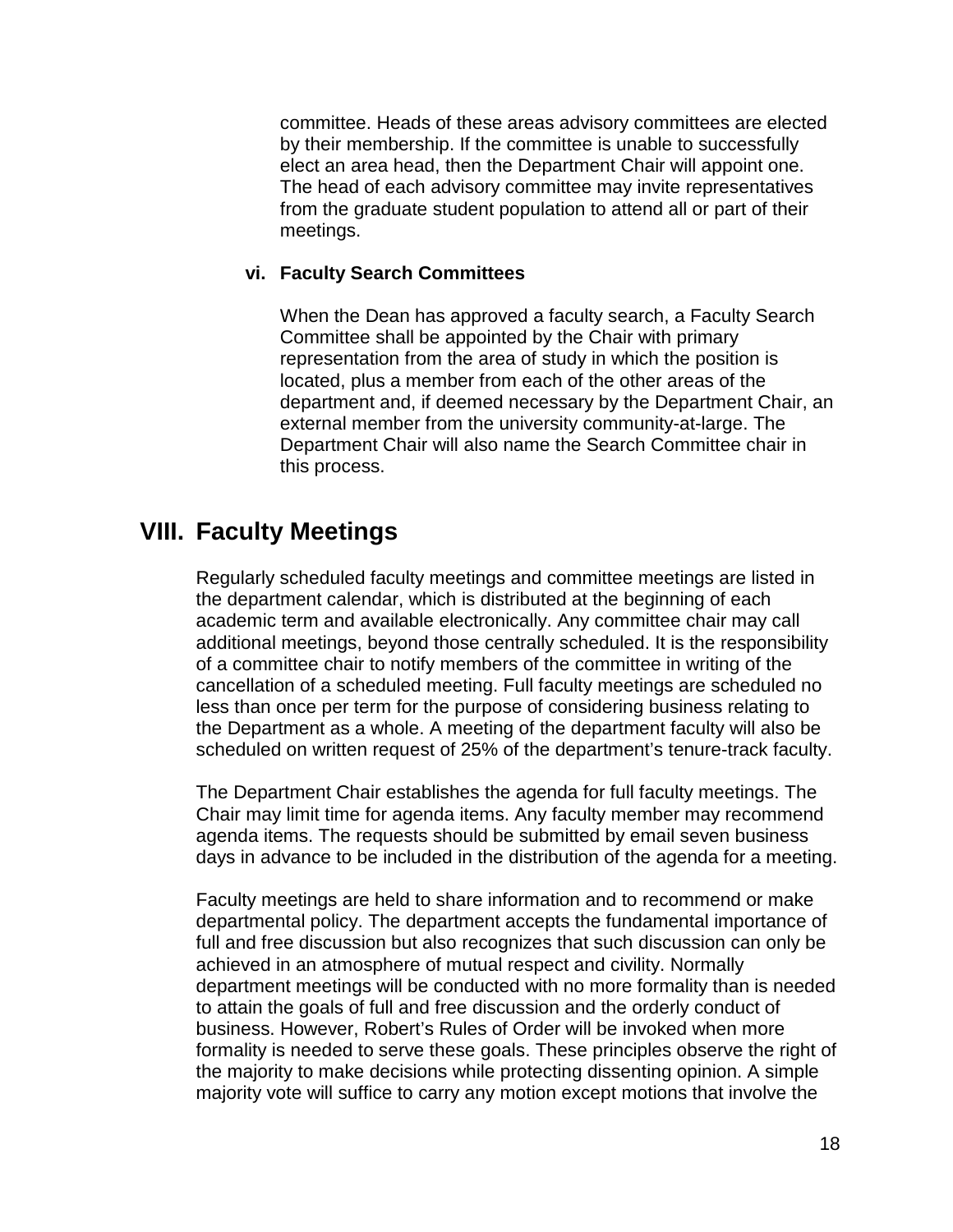committee. Heads of these areas advisory committees are elected by their membership. If the committee is unable to successfully elect an area head, then the Department Chair will appoint one. The head of each advisory committee may invite representatives from the graduate student population to attend all or part of their meetings.

### vi. Faculty Search Committees

When the Dean has approved a faculty search, a Faculty Search Committee shall be appointed by the Chair with primary representation from the area of study in which the position is located, plus a member from each of the other areas of the department and, if deemed necessary by the Department Chair, an external member from the university community-at-large. The Department Chair will also name the Search Committee chair in this process.

## VIII. Faculty Meetings

Regularly scheduled faculty meetings and committee meetings are listed in the department calendar, which is distributed at the beginning of each academic term and available electronically. Any committee chair may call additional meetings, beyond those centrally scheduled. It is the responsibility of a committee chair to notify members of the committee in writing of the cancellation of a scheduled meeting. Full faculty meetings are scheduled no less than once per term for the purpose of considering business relating to the Department as a whole. A meeting of the department faculty will also be scheduled on written request of 25% of the department's tenure-track faculty.

The Department Chair establishes the agenda for full faculty meetings. The Chair may limit time for agenda items. Any faculty member may recommend agenda items. The requests should be submitted by email seven business days in advance to be included in the distribution of the agenda for a meeting.

Faculty meetings are held to share information and to recommend or make departmental policy. The department accepts the fundamental importance of full and free discussion but also recognizes that such discussion can only be achieved in an atmosphere of mutual respect and civility. Normally department meetings will be conducted with no more formality than is needed to attain the goals of full and free discussion and the orderly conduct of business. However, Robert's Rules of Order will be invoked when more formality is needed to serve these goals. These principles observe the right of the majority to make decisions while protecting dissenting opinion. A simple majority vote will suffice to carry any motion except motions that involve the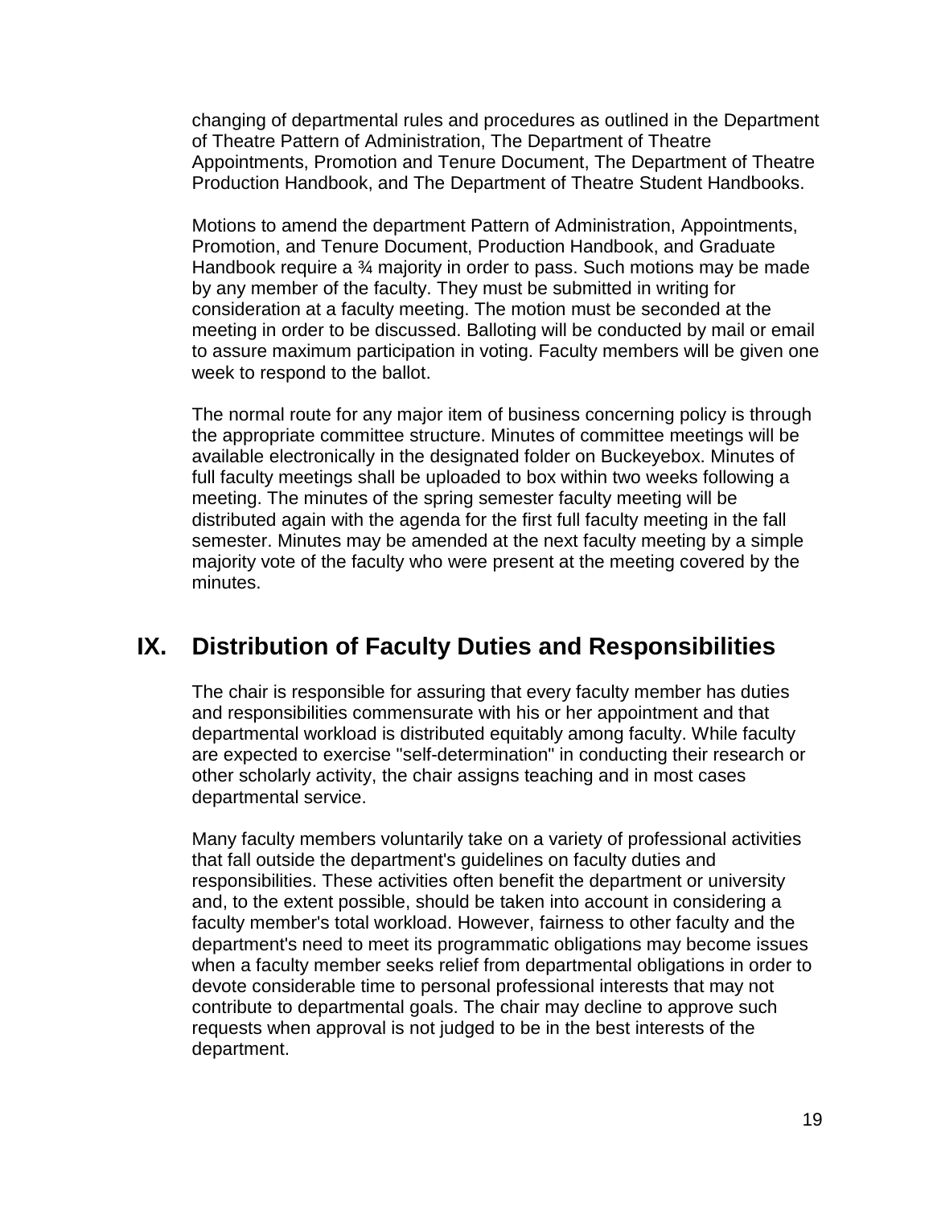changing of departmental rules and procedures as outlined in the Department of Theatre Pattern of Administration, The Department of Theatre Appointments, Promotion and Tenure Document, The Department of Theatre Production Handbook, and The Department of Theatre Student Handbooks.

Motions to amend the department Pattern of Administration, Appointments, Promotion, and Tenure Document, Production Handbook, and Graduate Handbook require a ¾ majority in order to pass. Such motions may be made by any member of the faculty. They must be submitted in writing for consideration at a faculty meeting. The motion must be seconded at the meeting in order to be discussed. Balloting will be conducted by mail or email to assure maximum participation in voting. Faculty members will be given one week to respond to the ballot.

The normal route for any major item of business concerning policy is through the appropriate committee structure. Minutes of committee meetings will be available electronically in the designated folder on Buckeyebox. Minutes of full faculty meetings shall be uploaded to box within two weeks following a meeting. The minutes of the spring semester faculty meeting will be distributed again with the agenda for the first full faculty meeting in the fall semester. Minutes may be amended at the next faculty meeting by a simple majority vote of the faculty who were present at the meeting covered by the minutes.

## IX. Distribution of Faculty Duties and Responsibilities

The chair is responsible for assuring that every faculty member has duties and responsibilities commensurate with his or her appointment and that departmental workload is distributed equitably among faculty. While faculty are expected to exercise "self-determination" in conducting their research or other scholarly activity, the chair assigns teaching and in most cases departmental service.

Many faculty members voluntarily take on a variety of professional activities that fall outside the department's guidelines on faculty duties and responsibilities. These activities often benefit the department or university and, to the extent possible, should be taken into account in considering a faculty member's total workload. However, fairness to other faculty and the department's need to meet its programmatic obligations may become issues when a faculty member seeks relief from departmental obligations in order to devote considerable time to personal professional interests that may not contribute to departmental goals. The chair may decline to approve such requests when approval is not judged to be in the best interests of the department.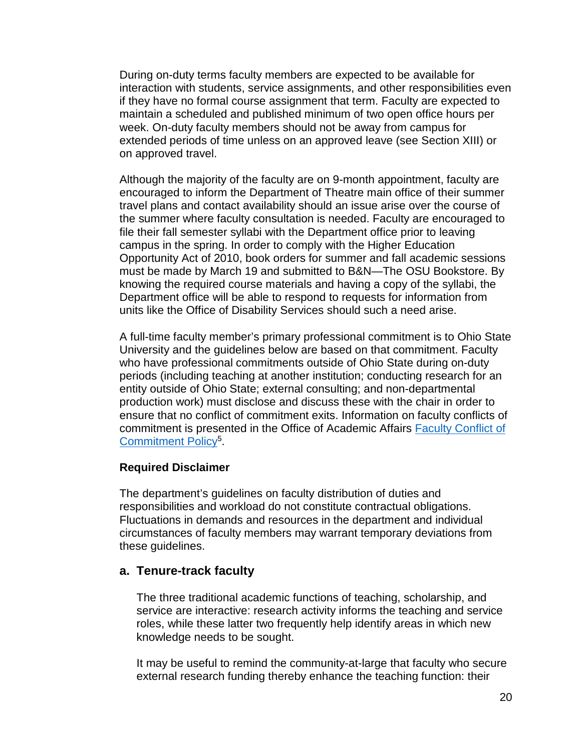During on-duty terms faculty members are expected to be available for interaction with students, service assignments, and other responsibilities even if they have no formal course assignment that term. Faculty are expected to maintain a scheduled and published minimum of two open office hours per week. On-duty faculty members should not be away from campus for extended periods of time unless on an approved leave (see Section XIII) or on approved travel.

Although the majority of the faculty are on 9-month appointment, faculty are encouraged to inform the Department of Theatre main office of their summer travel plans and contact availability should an issue arise over the course of the summer where faculty consultation is needed. Faculty are encouraged to file their fall semester syllabi with the Department office prior to leaving campus in the spring. In order to comply with the Higher Education Opportunity Act of 2010, book orders for summer and fall academic sessions must be made by March 19 and submitted to B&N—The OSU Bookstore. By knowing the required course materials and having a copy of the syllabi, the Department office will be able to respond to requests for information from units like the Office of Disability Services should such a need arise.

A full-time faculty member's primary professional commitment is to Ohio State University and the guidelines below are based on that commitment. Faculty who have professional commitments outside of Ohio State during on-duty periods (including teaching at another institution; conducting research for an entity outside of Ohio State; external consulting; and non-departmental production work) must disclose and discuss these with the chair in order to ensure that no conflict of commitment exits. Information on faculty conflicts of commitment is presented in the Office of Academic Affairs Faculty Conflict of Commitment Policy[5].

**Required Disclaimer**

The department's guidelines on faculty distribution of duties and responsibilities and workload do not constitute contractual obligations. Fluctuations in demands and resources in the department and individual circumstances of faculty members may warrant temporary deviations from these guidelines.

## a. Tenure-track faculty

The three traditional academic functions of teaching, scholarship, and service are interactive: research activity informs the teaching and service roles, while these latter two frequently help identify areas in which new knowledge needs to be sought.

It may be useful to remind the community-at-large that faculty who secure external research funding thereby enhance the teaching function: their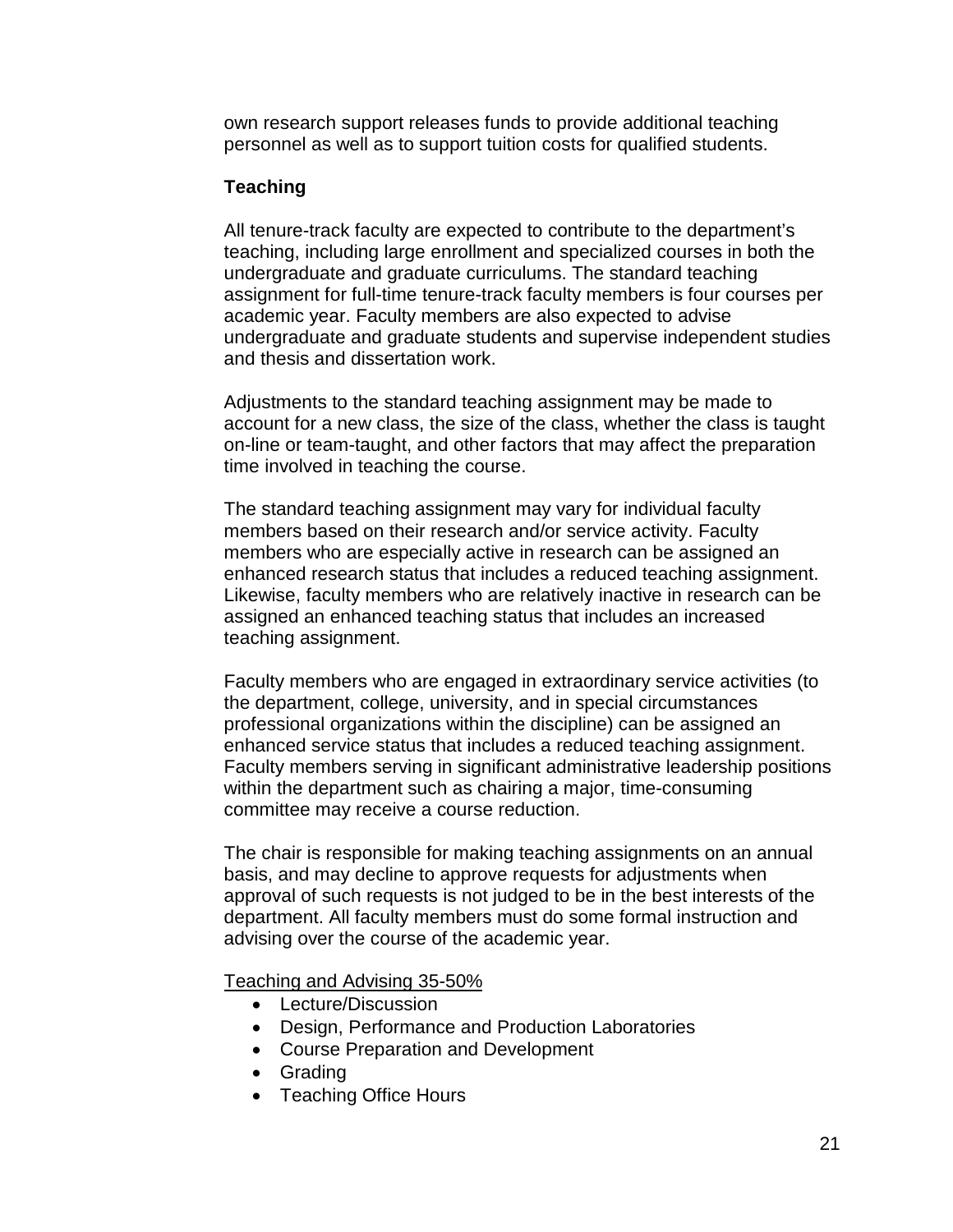own research support releases funds to provide additional teaching personnel as well as to support tuition costs for qualified students.

**Teaching**

All tenure-track faculty are expected to contribute to the department's teaching, including large enrollment and specialized courses in both the undergraduate and graduate curriculums. The standard teaching assignment for full-time tenure-track faculty members is four courses per academic year. Faculty members are also expected to advise undergraduate and graduate students and supervise independent studies and thesis and dissertation work.

Adjustments to the standard teaching assignment may be made to account for a new class, the size of the class, whether the class is taught on-line or team-taught, and other factors that may affect the preparation time involved in teaching the course.

The standard teaching assignment may vary for individual faculty members based on their research and/or service activity. Faculty members who are especially active in research can be assigned an enhanced research status that includes a reduced teaching assignment. Likewise, faculty members who are relatively inactive in research can be assigned an enhanced teaching status that includes an increased teaching assignment.

Faculty members who are engaged in extraordinary service activities (to the department, college, university, and in special circumstances professional organizations within the discipline) can be assigned an enhanced service status that includes a reduced teaching assignment. Faculty members serving in significant administrative leadership positions within the department such as chairing a major, time-consuming committee may receive a course reduction.

The chair is responsible for making teaching assignments on an annual basis, and may decline to approve requests for adjustments when approval of such requests is not judged to be in the best interests of the department. All faculty members must do some formal instruction and advising over the course of the academic year.

Teaching and Advising 35-50%

- Lecture/Discussion
- Design, Performance and Production Laboratories
- Course Preparation and Development
- Grading
- Teaching Office Hours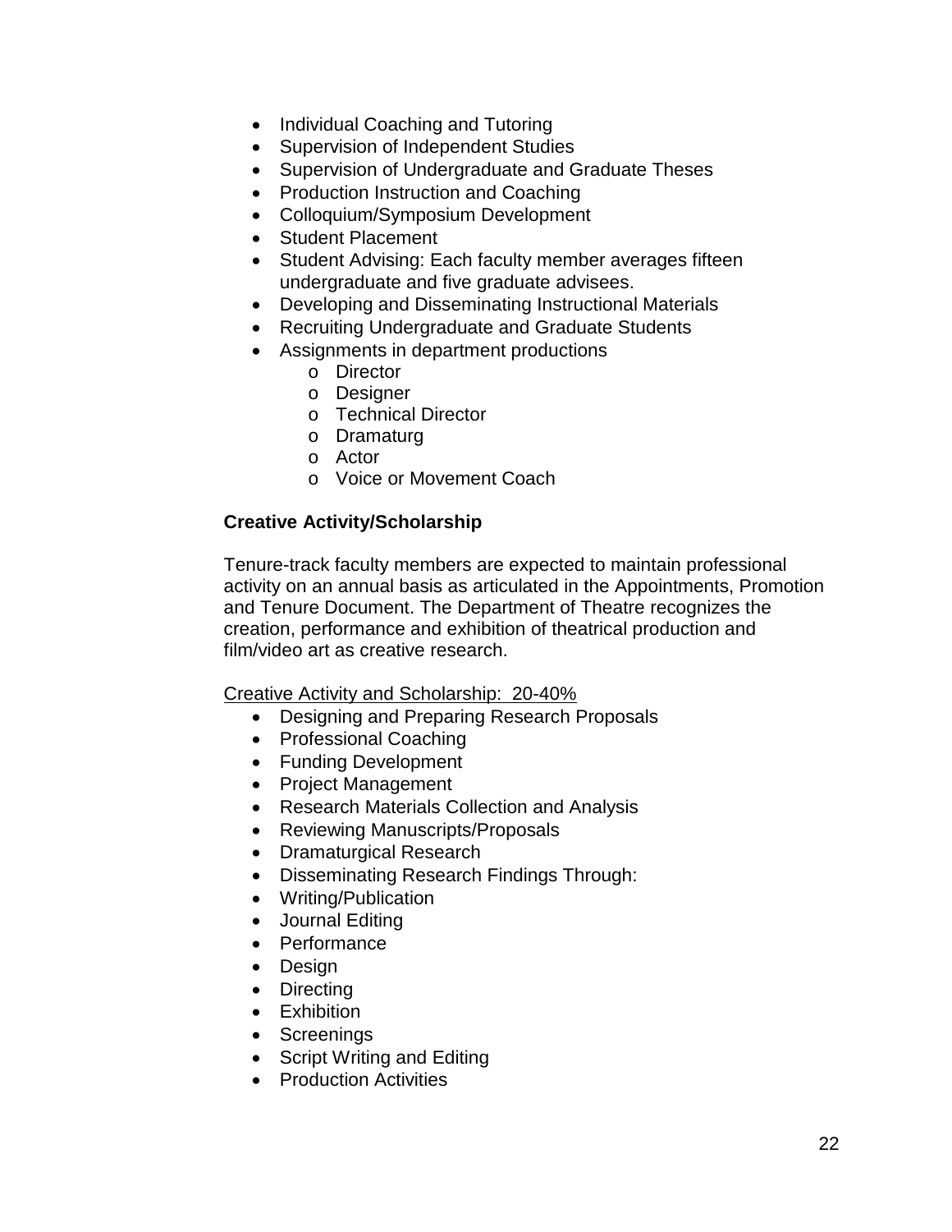- Individual Coaching and Tutoring
- Supervision of Independent Studies
- Supervision of Undergraduate and Graduate Theses
- Production Instruction and Coaching
- Colloquium/Symposium Development
- Student Placement
- Student Advising: Each faculty member averages fifteen undergraduate and five graduate advisees.
- Developing and Disseminating Instructional Materials
- Recruiting Undergraduate and Graduate Students
- Assignments in department productions
    - Director
    - Designer
    - Technical Director
    - Dramaturg
    - Actor
    - Voice or Movement Coach

**Creative Activity/Scholarship**

Tenure-track faculty members are expected to maintain professional activity on an annual basis as articulated in the Appointments, Promotion and Tenure Document. The Department of Theatre recognizes the creation, performance and exhibition of theatrical production and film/video art as creative research.

<u>Creative Activity and Scholarship: 20-40%</u>

- Designing and Preparing Research Proposals
- Professional Coaching
- Funding Development
- Project Management
- Research Materials Collection and Analysis
- Reviewing Manuscripts/Proposals
- Dramaturgical Research
- Disseminating Research Findings Through:
- Writing/Publication
- Journal Editing
- Performance
- Design
- Directing
- Exhibition
- Screenings
- Script Writing and Editing
- Production Activities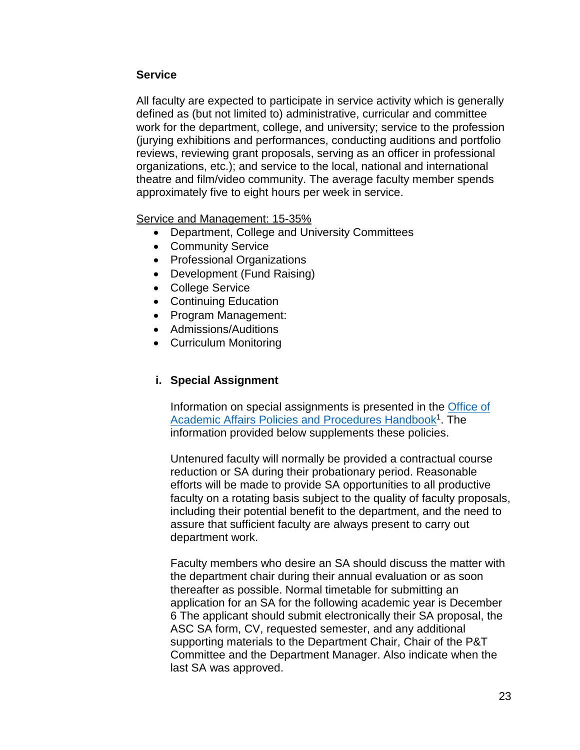**Service**

All faculty are expected to participate in service activity which is generally defined as (but not limited to) administrative, curricular and committee work for the department, college, and university; service to the profession (jurying exhibitions and performances, conducting auditions and portfolio reviews, reviewing grant proposals, serving as an officer in professional organizations, etc.); and service to the local, national and international theatre and film/video community. The average faculty member spends approximately five to eight hours per week in service.

Service and Management: 15-35%

- Department, College and University Committees
- Community Service
- Professional Organizations
- Development (Fund Raising)
- College Service
- Continuing Education
- Program Management:
- Admissions/Auditions
- Curriculum Monitoring

### i. Special Assignment

Information on special assignments is presented in the Office of Academic Affairs Policies and Procedures Handbook[1]. The information provided below supplements these policies.

Untenured faculty will normally be provided a contractual course reduction or SA during their probationary period. Reasonable efforts will be made to provide SA opportunities to all productive faculty on a rotating basis subject to the quality of faculty proposals, including their potential benefit to the department, and the need to assure that sufficient faculty are always present to carry out department work.

Faculty members who desire an SA should discuss the matter with the department chair during their annual evaluation or as soon thereafter as possible. Normal timetable for submitting an application for an SA for the following academic year is December 6 The applicant should submit electronically their SA proposal, the ASC SA form, CV, requested semester, and any additional supporting materials to the Department Chair, Chair of the P&T Committee and the Department Manager. Also indicate when the last SA was approved.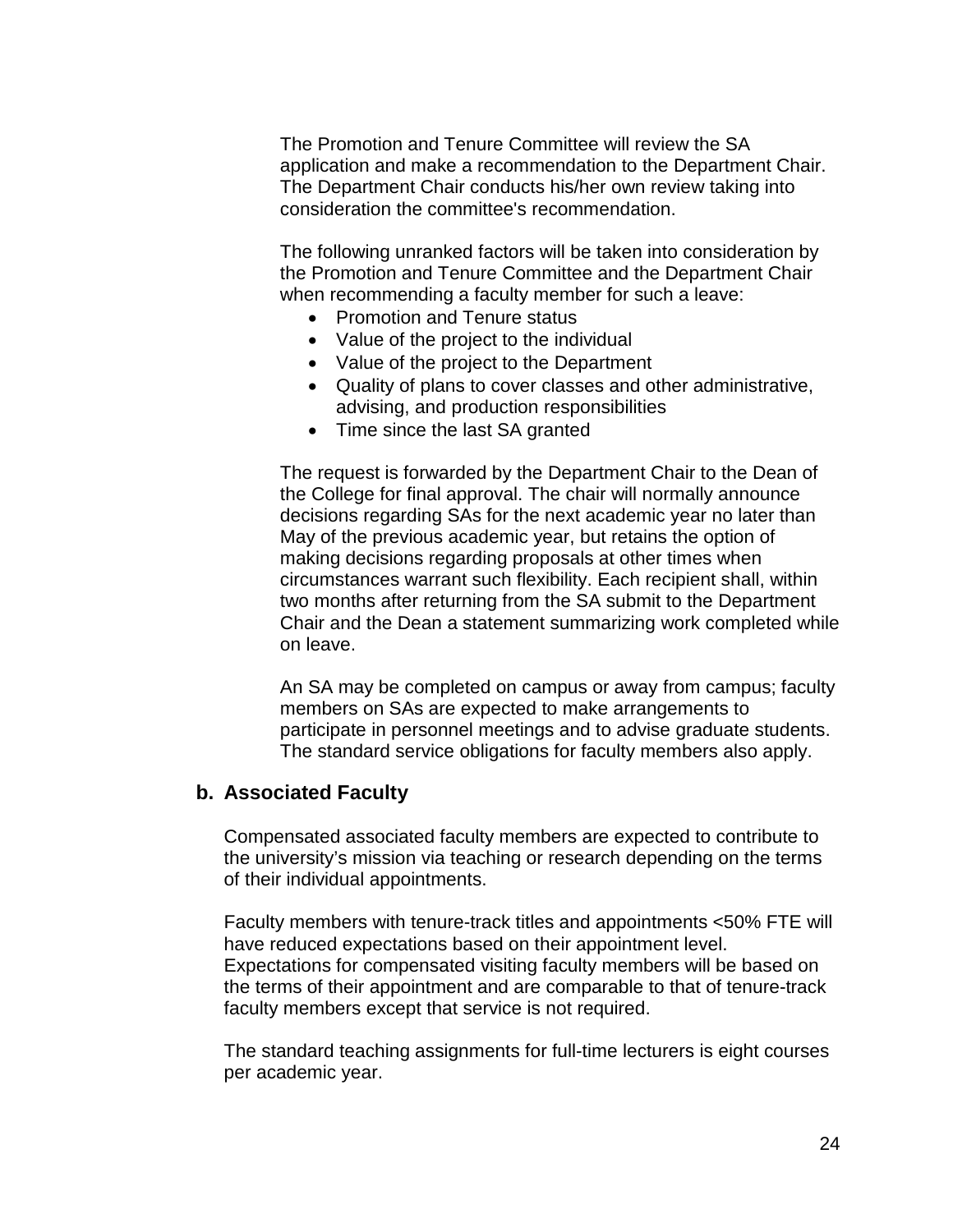The Promotion and Tenure Committee will review the SA application and make a recommendation to the Department Chair. The Department Chair conducts his/her own review taking into consideration the committee's recommendation.

The following unranked factors will be taken into consideration by the Promotion and Tenure Committee and the Department Chair when recommending a faculty member for such a leave:

- Promotion and Tenure status
- Value of the project to the individual
- Value of the project to the Department
- Quality of plans to cover classes and other administrative, advising, and production responsibilities
- Time since the last SA granted

The request is forwarded by the Department Chair to the Dean of the College for final approval. The chair will normally announce decisions regarding SAs for the next academic year no later than May of the previous academic year, but retains the option of making decisions regarding proposals at other times when circumstances warrant such flexibility. Each recipient shall, within two months after returning from the SA submit to the Department Chair and the Dean a statement summarizing work completed while on leave.

An SA may be completed on campus or away from campus; faculty members on SAs are expected to make arrangements to participate in personnel meetings and to advise graduate students. The standard service obligations for faculty members also apply.

### b. Associated Faculty

Compensated associated faculty members are expected to contribute to the university's mission via teaching or research depending on the terms of their individual appointments.

Faculty members with tenure-track titles and appointments <50% FTE will have reduced expectations based on their appointment level. Expectations for compensated visiting faculty members will be based on the terms of their appointment and are comparable to that of tenure-track faculty members except that service is not required.

The standard teaching assignments for full-time lecturers is eight courses per academic year.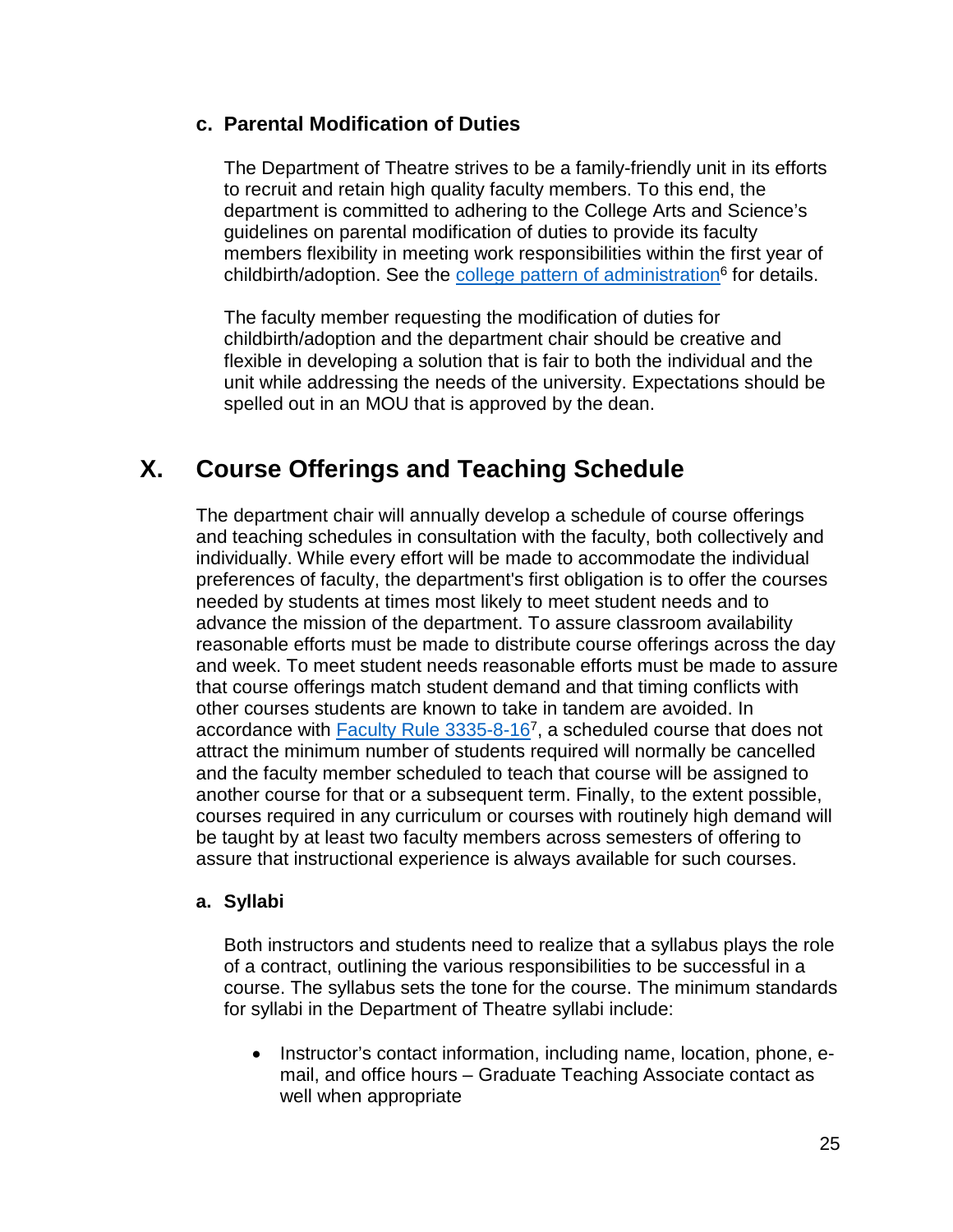### c. Parental Modification of Duties

The Department of Theatre strives to be a family-friendly unit in its efforts to recruit and retain high quality faculty members. To this end, the department is committed to adhering to the College Arts and Science's guidelines on parental modification of duties to provide its faculty members flexibility in meeting work responsibilities within the first year of childbirth/adoption. See the college pattern of administration[6] for details.

The faculty member requesting the modification of duties for childbirth/adoption and the department chair should be creative and flexible in developing a solution that is fair to both the individual and the unit while addressing the needs of the university. Expectations should be spelled out in an MOU that is approved by the dean.

## X. Course Offerings and Teaching Schedule

The department chair will annually develop a schedule of course offerings and teaching schedules in consultation with the faculty, both collectively and individually. While every effort will be made to accommodate the individual preferences of faculty, the department's first obligation is to offer the courses needed by students at times most likely to meet student needs and to advance the mission of the department. To assure classroom availability reasonable efforts must be made to distribute course offerings across the day and week. To meet student needs reasonable efforts must be made to assure that course offerings match student demand and that timing conflicts with other courses students are known to take in tandem are avoided. In accordance with Faculty Rule 3335-8-16[7], a scheduled course that does not attract the minimum number of students required will normally be cancelled and the faculty member scheduled to teach that course will be assigned to another course for that or a subsequent term. Finally, to the extent possible, courses required in any curriculum or courses with routinely high demand will be taught by at least two faculty members across semesters of offering to assure that instructional experience is always available for such courses.

### a. Syllabi

Both instructors and students need to realize that a syllabus plays the role of a contract, outlining the various responsibilities to be successful in a course. The syllabus sets the tone for the course. The minimum standards for syllabi in the Department of Theatre syllabi include:

- Instructor's contact information, including name, location, phone, e-mail, and office hours – Graduate Teaching Associate contact as well when appropriate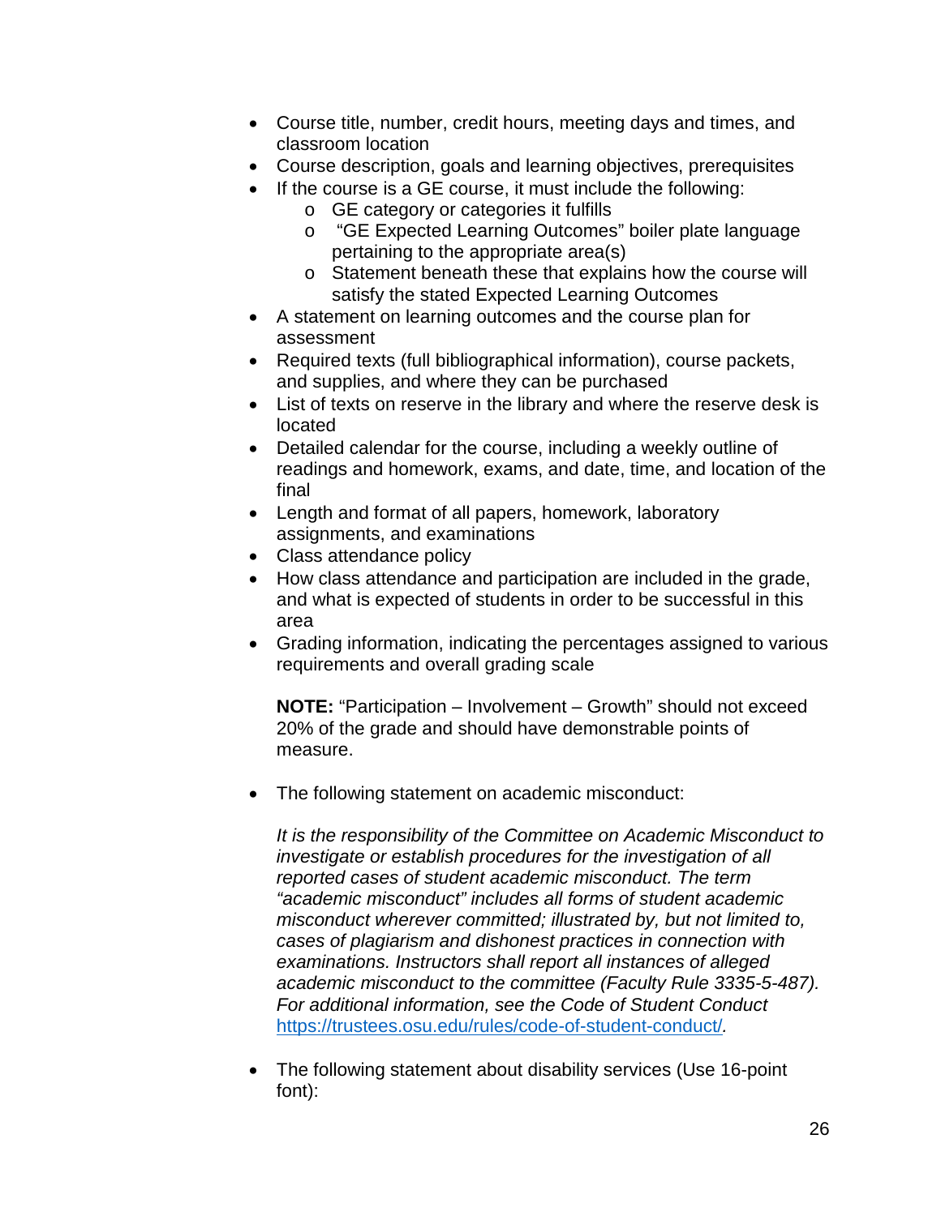- Course title, number, credit hours, meeting days and times, and classroom location
- Course description, goals and learning objectives, prerequisites
- If the course is a GE course, it must include the following:
    - GE category or categories it fulfills
    - "GE Expected Learning Outcomes" boiler plate language pertaining to the appropriate area(s)
    - Statement beneath these that explains how the course will satisfy the stated Expected Learning Outcomes
- A statement on learning outcomes and the course plan for assessment
- Required texts (full bibliographical information), course packets, and supplies, and where they can be purchased
- List of texts on reserve in the library and where the reserve desk is located
- Detailed calendar for the course, including a weekly outline of readings and homework, exams, and date, time, and location of the final
- Length and format of all papers, homework, laboratory assignments, and examinations
- Class attendance policy
- How class attendance and participation are included in the grade, and what is expected of students in order to be successful in this area
- Grading information, indicating the percentages assigned to various requirements and overall grading scale

  **NOTE:** "Participation – Involvement – Growth" should not exceed 20% of the grade and should have demonstrable points of measure.

- The following statement on academic misconduct:

  *It is the responsibility of the Committee on Academic Misconduct to investigate or establish procedures for the investigation of all reported cases of student academic misconduct. The term "academic misconduct" includes all forms of student academic misconduct wherever committed; illustrated by, but not limited to, cases of plagiarism and dishonest practices in connection with examinations. Instructors shall report all instances of alleged academic misconduct to the committee (Faculty Rule 3335-5-487). For additional information, see the Code of Student Conduct [https://trustees.osu.edu/rules/code-of-student-conduct/](https://trustees.osu.edu/rules/code-of-student-conduct/).*

- The following statement about disability services (Use 16-point font):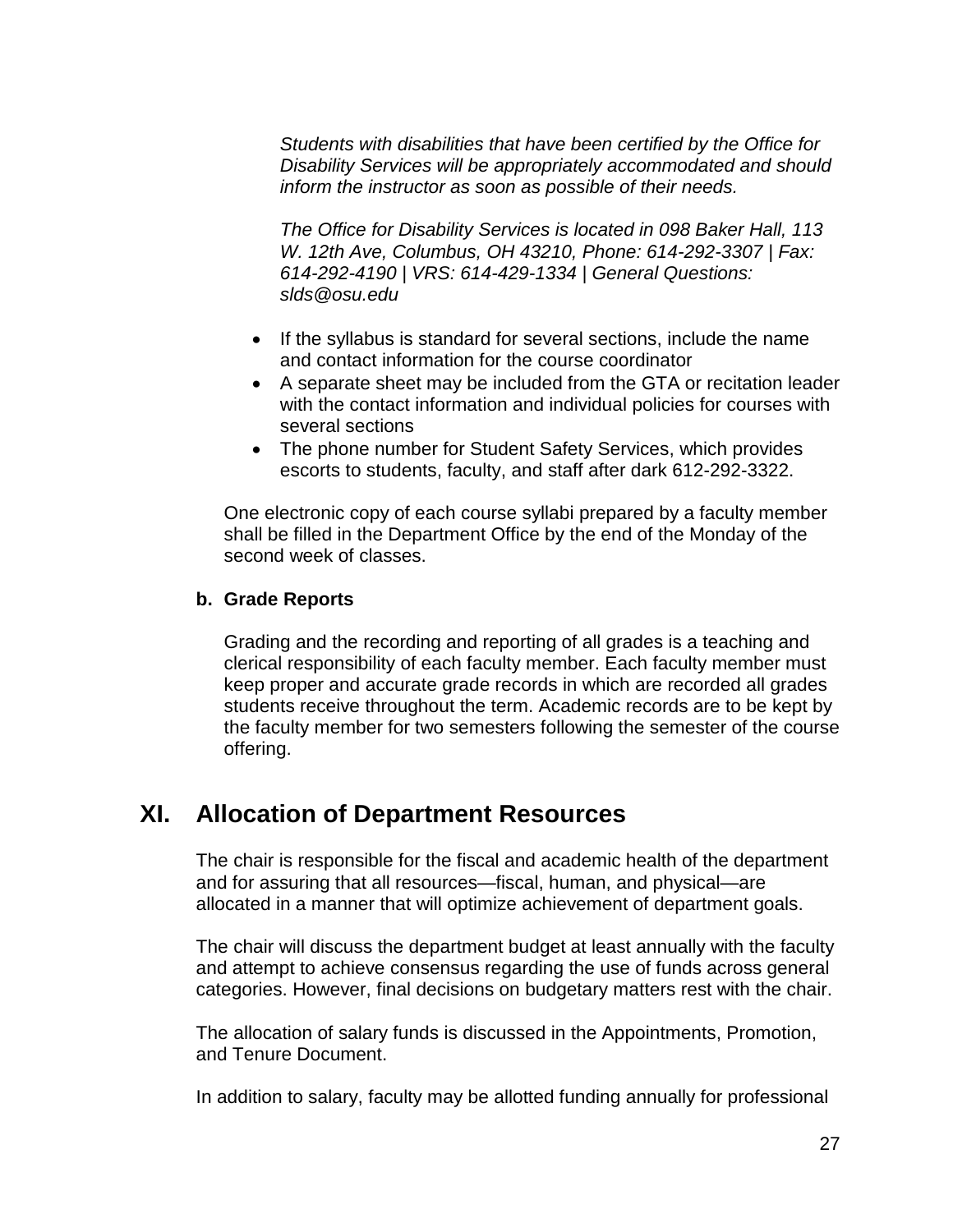*Students with disabilities that have been certified by the Office for Disability Services will be appropriately accommodated and should inform the instructor as soon as possible of their needs.*

*The Office for Disability Services is located in 098 Baker Hall, 113 W. 12th Ave, Columbus, OH 43210, Phone: 614-292-3307 | Fax: 614-292-4190 | VRS: 614-429-1334 | General Questions: slds@osu.edu*

- If the syllabus is standard for several sections, include the name and contact information for the course coordinator
- A separate sheet may be included from the GTA or recitation leader with the contact information and individual policies for courses with several sections
- The phone number for Student Safety Services, which provides escorts to students, faculty, and staff after dark 612-292-3322.

One electronic copy of each course syllabi prepared by a faculty member shall be filled in the Department Office by the end of the Monday of the second week of classes.

**b. Grade Reports**

Grading and the recording and reporting of all grades is a teaching and clerical responsibility of each faculty member. Each faculty member must keep proper and accurate grade records in which are recorded all grades students receive throughout the term. Academic records are to be kept by the faculty member for two semesters following the semester of the course offering.

## XI. Allocation of Department Resources

The chair is responsible for the fiscal and academic health of the department and for assuring that all resources—fiscal, human, and physical—are allocated in a manner that will optimize achievement of department goals.

The chair will discuss the department budget at least annually with the faculty and attempt to achieve consensus regarding the use of funds across general categories. However, final decisions on budgetary matters rest with the chair.

The allocation of salary funds is discussed in the Appointments, Promotion, and Tenure Document.

In addition to salary, faculty may be allotted funding annually for professional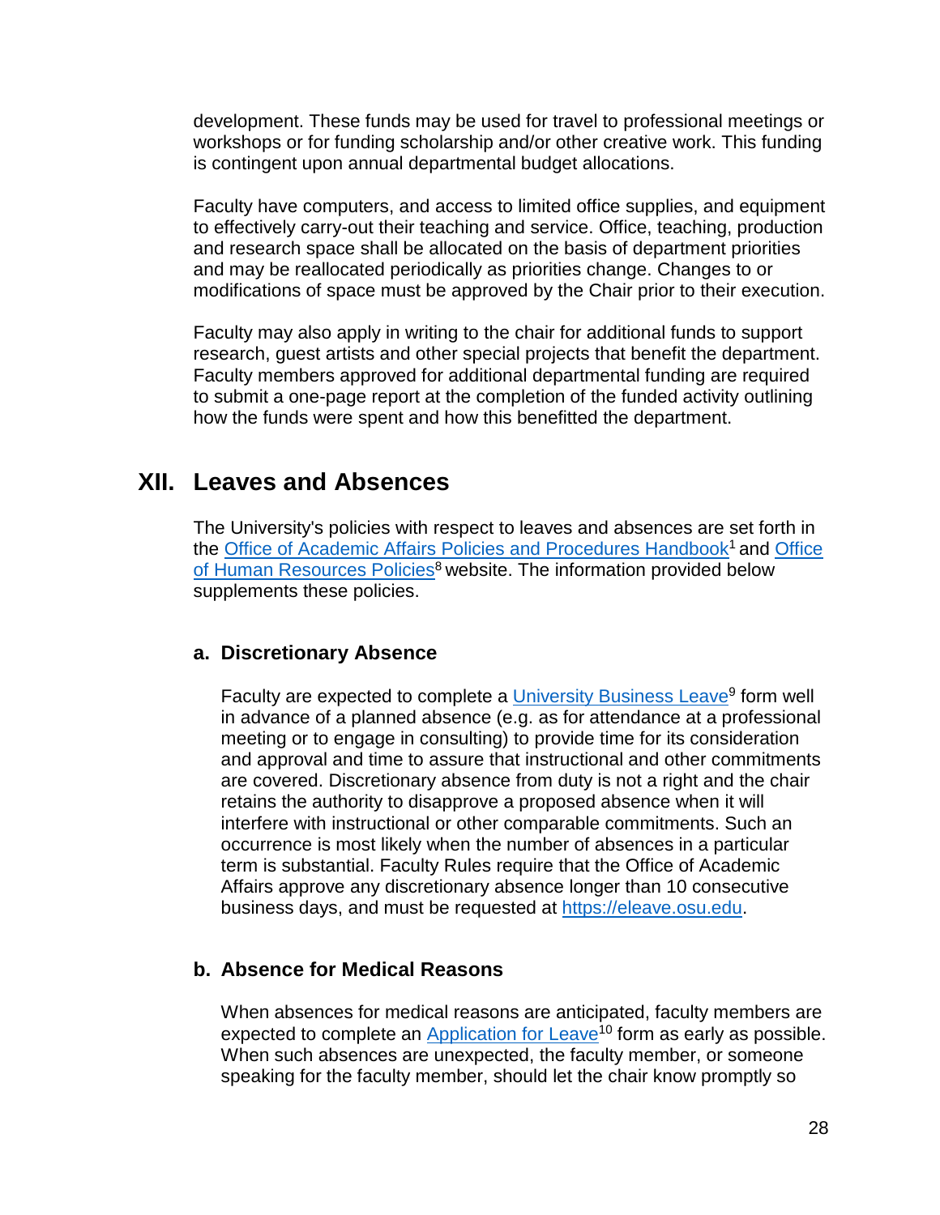development. These funds may be used for travel to professional meetings or workshops or for funding scholarship and/or other creative work. This funding is contingent upon annual departmental budget allocations.

Faculty have computers, and access to limited office supplies, and equipment to effectively carry-out their teaching and service. Office, teaching, production and research space shall be allocated on the basis of department priorities and may be reallocated periodically as priorities change. Changes to or modifications of space must be approved by the Chair prior to their execution.

Faculty may also apply in writing to the chair for additional funds to support research, guest artists and other special projects that benefit the department. Faculty members approved for additional departmental funding are required to submit a one-page report at the completion of the funded activity outlining how the funds were spent and how this benefitted the department.

## XII. Leaves and Absences

The University's policies with respect to leaves and absences are set forth in the Office of Academic Affairs Policies and Procedures Handbook[1] and Office of Human Resources Policies[8] website. The information provided below supplements these policies.

### a. Discretionary Absence

Faculty are expected to complete a University Business Leave[9] form well in advance of a planned absence (e.g. as for attendance at a professional meeting or to engage in consulting) to provide time for its consideration and approval and time to assure that instructional and other commitments are covered. Discretionary absence from duty is not a right and the chair retains the authority to disapprove a proposed absence when it will interfere with instructional or other comparable commitments. Such an occurrence is most likely when the number of absences in a particular term is substantial. Faculty Rules require that the Office of Academic Affairs approve any discretionary absence longer than 10 consecutive business days, and must be requested at https://eleave.osu.edu.

### b. Absence for Medical Reasons

When absences for medical reasons are anticipated, faculty members are expected to complete an Application for Leave[10] form as early as possible. When such absences are unexpected, the faculty member, or someone speaking for the faculty member, should let the chair know promptly so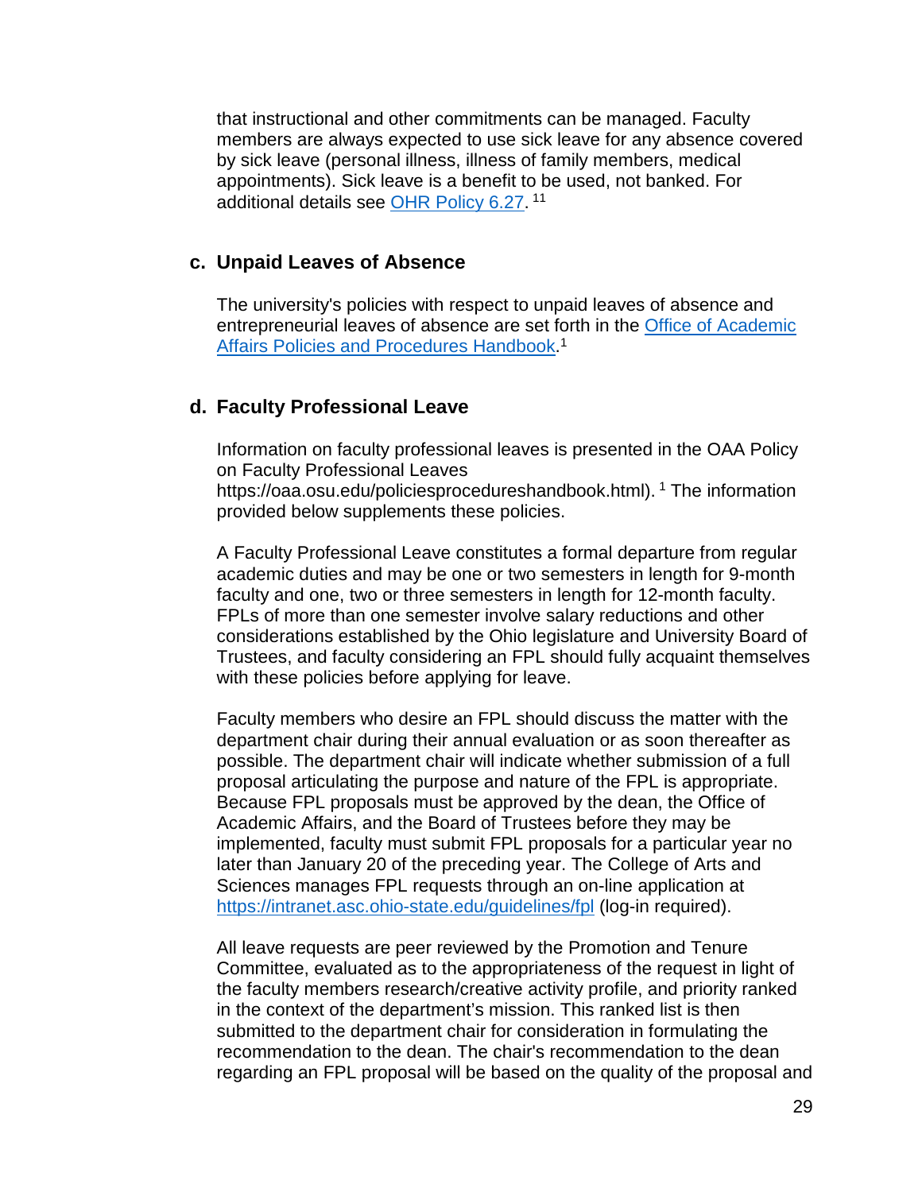that instructional and other commitments can be managed. Faculty members are always expected to use sick leave for any absence covered by sick leave (personal illness, illness of family members, medical appointments). Sick leave is a benefit to be used, not banked. For additional details see [OHR Policy 6.27](). [11]

### c. Unpaid Leaves of Absence

The university's policies with respect to unpaid leaves of absence and entrepreneurial leaves of absence are set forth in the [Office of Academic Affairs Policies and Procedures Handbook](). [1]

### d. Faculty Professional Leave

Information on faculty professional leaves is presented in the OAA Policy on Faculty Professional Leaves https://oaa.osu.edu/policiesprocedureshandbook.html). [1] The information provided below supplements these policies.

A Faculty Professional Leave constitutes a formal departure from regular academic duties and may be one or two semesters in length for 9-month faculty and one, two or three semesters in length for 12-month faculty. FPLs of more than one semester involve salary reductions and other considerations established by the Ohio legislature and University Board of Trustees, and faculty considering an FPL should fully acquaint themselves with these policies before applying for leave.

Faculty members who desire an FPL should discuss the matter with the department chair during their annual evaluation or as soon thereafter as possible. The department chair will indicate whether submission of a full proposal articulating the purpose and nature of the FPL is appropriate. Because FPL proposals must be approved by the dean, the Office of Academic Affairs, and the Board of Trustees before they may be implemented, faculty must submit FPL proposals for a particular year no later than January 20 of the preceding year. The College of Arts and Sciences manages FPL requests through an on-line application at https://intranet.asc.ohio-state.edu/guidelines/fpl (log-in required).

All leave requests are peer reviewed by the Promotion and Tenure Committee, evaluated as to the appropriateness of the request in light of the faculty members research/creative activity profile, and priority ranked in the context of the department's mission. This ranked list is then submitted to the department chair for consideration in formulating the recommendation to the dean. The chair's recommendation to the dean regarding an FPL proposal will be based on the quality of the proposal and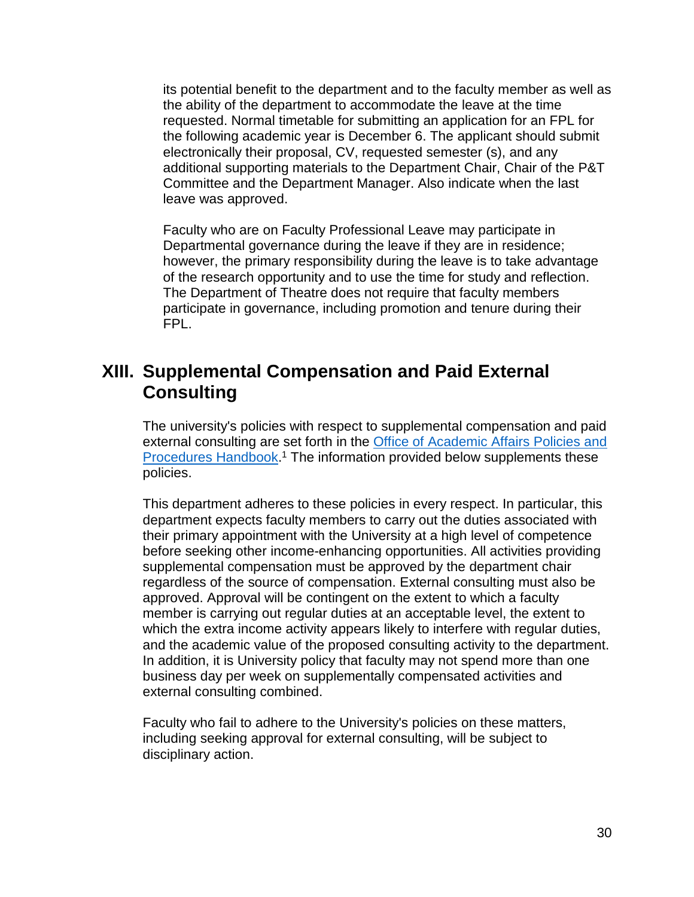its potential benefit to the department and to the faculty member as well as the ability of the department to accommodate the leave at the time requested. Normal timetable for submitting an application for an FPL for the following academic year is December 6. The applicant should submit electronically their proposal, CV, requested semester (s), and any additional supporting materials to the Department Chair, Chair of the P&T Committee and the Department Manager. Also indicate when the last leave was approved.

Faculty who are on Faculty Professional Leave may participate in Departmental governance during the leave if they are in residence; however, the primary responsibility during the leave is to take advantage of the research opportunity and to use the time for study and reflection. The Department of Theatre does not require that faculty members participate in governance, including promotion and tenure during their FPL.

## XIII. Supplemental Compensation and Paid External Consulting

The university's policies with respect to supplemental compensation and paid external consulting are set forth in the [Office of Academic Affairs Policies and Procedures Handbook](). [1] The information provided below supplements these policies.

This department adheres to these policies in every respect. In particular, this department expects faculty members to carry out the duties associated with their primary appointment with the University at a high level of competence before seeking other income-enhancing opportunities. All activities providing supplemental compensation must be approved by the department chair regardless of the source of compensation. External consulting must also be approved. Approval will be contingent on the extent to which a faculty member is carrying out regular duties at an acceptable level, the extent to which the extra income activity appears likely to interfere with regular duties, and the academic value of the proposed consulting activity to the department. In addition, it is University policy that faculty may not spend more than one business day per week on supplementally compensated activities and external consulting combined.

Faculty who fail to adhere to the University's policies on these matters, including seeking approval for external consulting, will be subject to disciplinary action.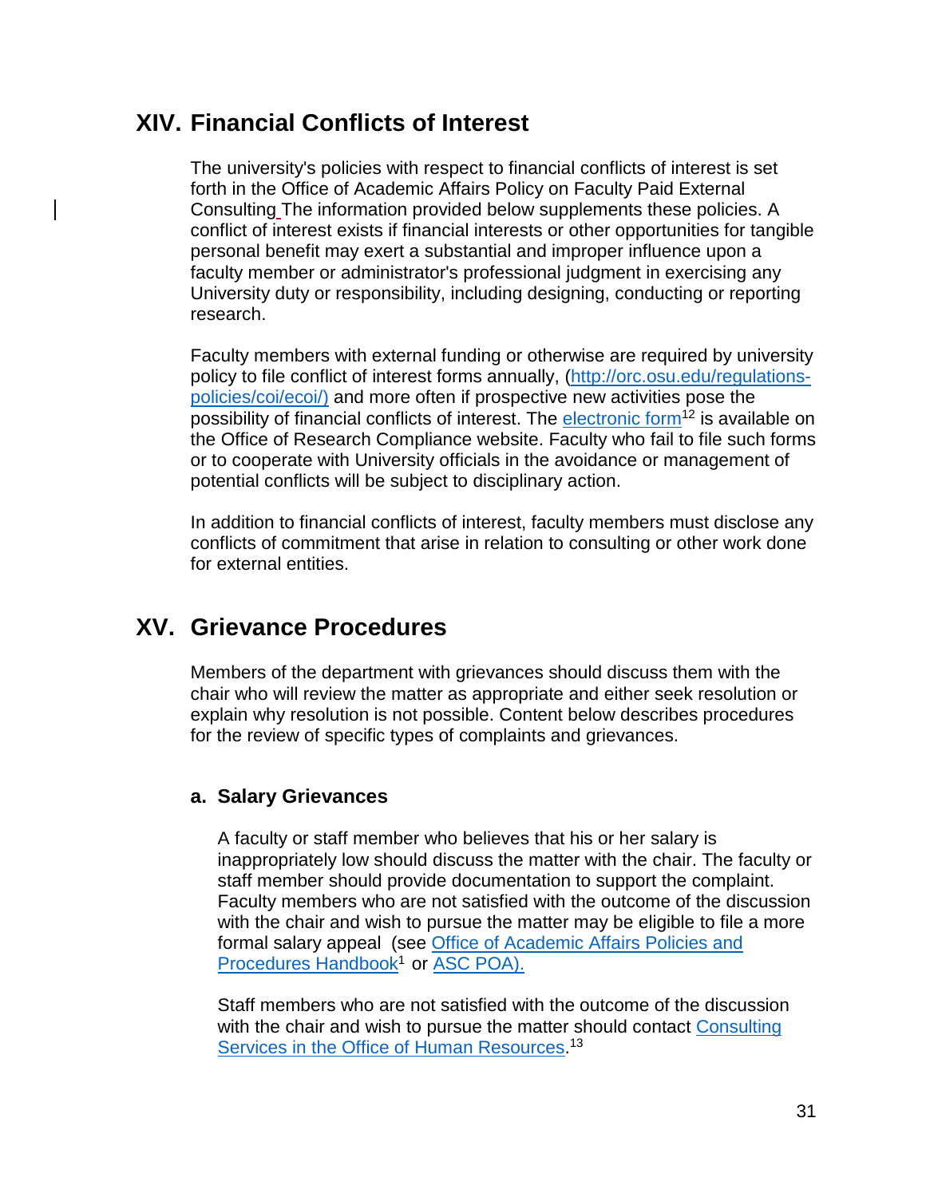## XIV. Financial Conflicts of Interest

The university's policies with respect to financial conflicts of interest is set forth in the Office of Academic Affairs Policy on Faculty Paid External Consulting The information provided below supplements these policies. A conflict of interest exists if financial interests or other opportunities for tangible personal benefit may exert a substantial and improper influence upon a faculty member or administrator's professional judgment in exercising any University duty or responsibility, including designing, conducting or reporting research.

Faculty members with external funding or otherwise are required by university policy to file conflict of interest forms annually, (http://orc.osu.edu/regulations-policies/coi/ecoi/) and more often if prospective new activities pose the possibility of financial conflicts of interest. The electronic form[12] is available on the Office of Research Compliance website. Faculty who fail to file such forms or to cooperate with University officials in the avoidance or management of potential conflicts will be subject to disciplinary action.

In addition to financial conflicts of interest, faculty members must disclose any conflicts of commitment that arise in relation to consulting or other work done for external entities.

## XV. Grievance Procedures

Members of the department with grievances should discuss them with the chair who will review the matter as appropriate and either seek resolution or explain why resolution is not possible. Content below describes procedures for the review of specific types of complaints and grievances.

### a. Salary Grievances

A faculty or staff member who believes that his or her salary is inappropriately low should discuss the matter with the chair. The faculty or staff member should provide documentation to support the complaint. Faculty members who are not satisfied with the outcome of the discussion with the chair and wish to pursue the matter may be eligible to file a more formal salary appeal (see Office of Academic Affairs Policies and Procedures Handbook[1] or ASC POA).

Staff members who are not satisfied with the outcome of the discussion with the chair and wish to pursue the matter should contact Consulting Services in the Office of Human Resources.[13]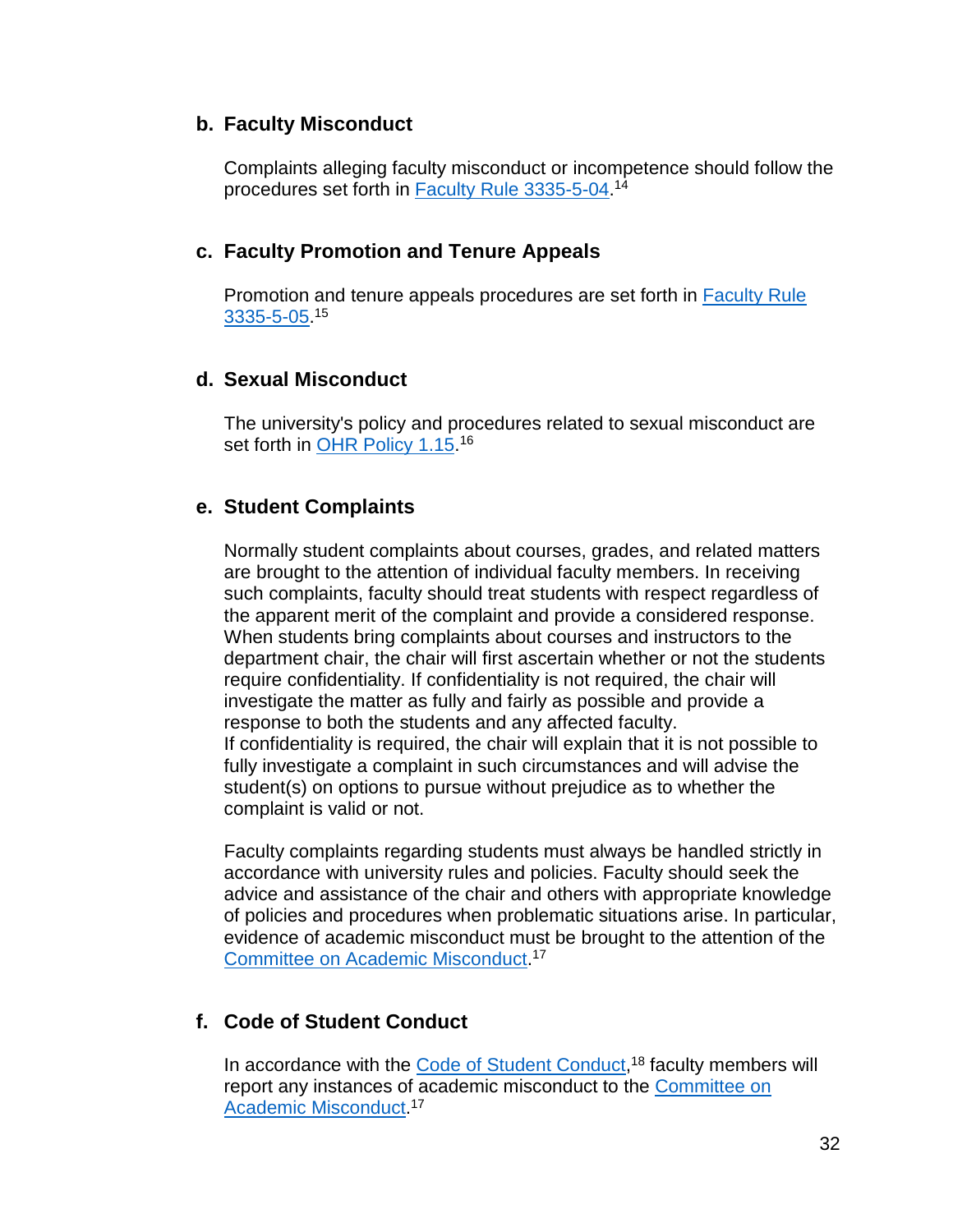### b. Faculty Misconduct

Complaints alleging faculty misconduct or incompetence should follow the procedures set forth in Faculty Rule 3335-5-04.[14]

### c. Faculty Promotion and Tenure Appeals

Promotion and tenure appeals procedures are set forth in Faculty Rule 3335-5-05.[15]

### d. Sexual Misconduct

The university's policy and procedures related to sexual misconduct are set forth in OHR Policy 1.15.[16]

### e. Student Complaints

Normally student complaints about courses, grades, and related matters are brought to the attention of individual faculty members. In receiving such complaints, faculty should treat students with respect regardless of the apparent merit of the complaint and provide a considered response. When students bring complaints about courses and instructors to the department chair, the chair will first ascertain whether or not the students require confidentiality. If confidentiality is not required, the chair will investigate the matter as fully and fairly as possible and provide a response to both the students and any affected faculty.
If confidentiality is required, the chair will explain that it is not possible to fully investigate a complaint in such circumstances and will advise the student(s) on options to pursue without prejudice as to whether the complaint is valid or not.

Faculty complaints regarding students must always be handled strictly in accordance with university rules and policies. Faculty should seek the advice and assistance of the chair and others with appropriate knowledge of policies and procedures when problematic situations arise. In particular, evidence of academic misconduct must be brought to the attention of the Committee on Academic Misconduct.[17]

### f. Code of Student Conduct

In accordance with the Code of Student Conduct,[18] faculty members will report any instances of academic misconduct to the Committee on Academic Misconduct.[17]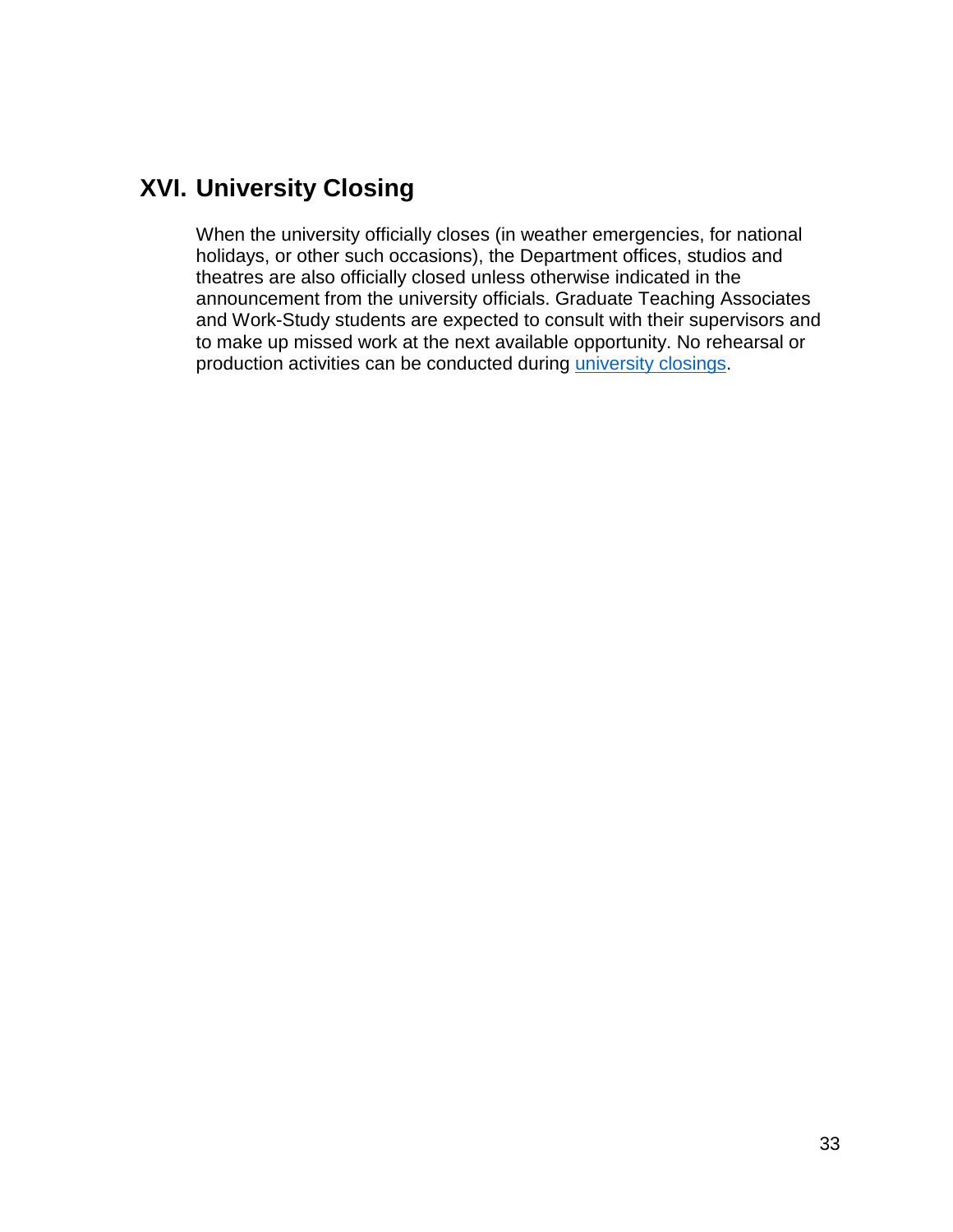## XVI. University Closing

When the university officially closes (in weather emergencies, for national holidays, or other such occasions), the Department offices, studios and theatres are also officially closed unless otherwise indicated in the announcement from the university officials. Graduate Teaching Associates and Work-Study students are expected to consult with their supervisors and to make up missed work at the next available opportunity. No rehearsal or production activities can be conducted during university closings.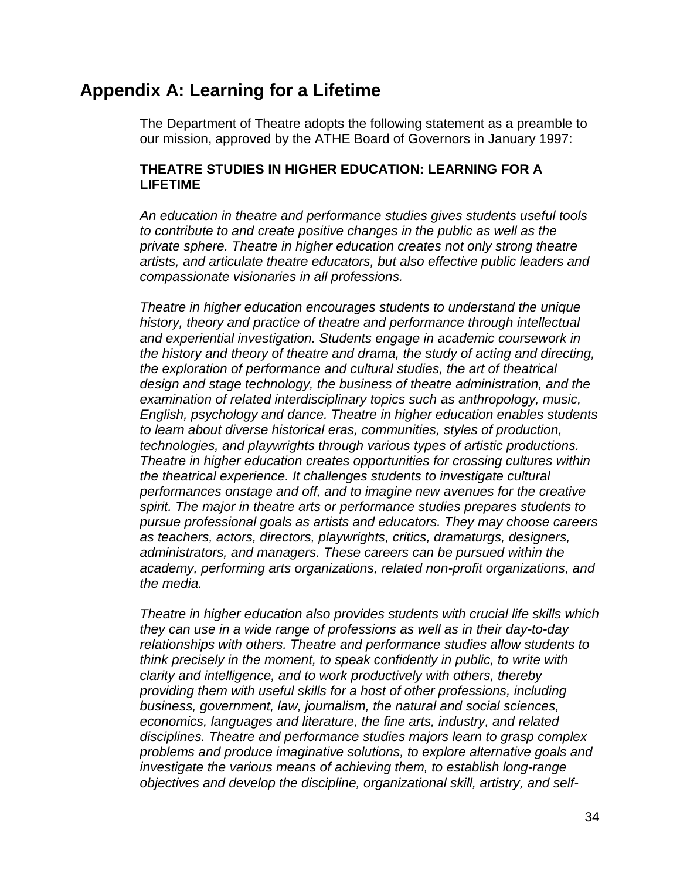## Appendix A: Learning for a Lifetime

The Department of Theatre adopts the following statement as a preamble to our mission, approved by the ATHE Board of Governors in January 1997:

**THEATRE STUDIES IN HIGHER EDUCATION: LEARNING FOR A LIFETIME**

*An education in theatre and performance studies gives students useful tools to contribute to and create positive changes in the public as well as the private sphere. Theatre in higher education creates not only strong theatre artists, and articulate theatre educators, but also effective public leaders and compassionate visionaries in all professions.*

*Theatre in higher education encourages students to understand the unique history, theory and practice of theatre and performance through intellectual and experiential investigation. Students engage in academic coursework in the history and theory of theatre and drama, the study of acting and directing, the exploration of performance and cultural studies, the art of theatrical design and stage technology, the business of theatre administration, and the examination of related interdisciplinary topics such as anthropology, music, English, psychology and dance. Theatre in higher education enables students to learn about diverse historical eras, communities, styles of production, technologies, and playwrights through various types of artistic productions. Theatre in higher education creates opportunities for crossing cultures within the theatrical experience. It challenges students to investigate cultural performances onstage and off, and to imagine new avenues for the creative spirit. The major in theatre arts or performance studies prepares students to pursue professional goals as artists and educators. They may choose careers as teachers, actors, directors, playwrights, critics, dramaturgs, designers, administrators, and managers. These careers can be pursued within the academy, performing arts organizations, related non-profit organizations, and the media.*

*Theatre in higher education also provides students with crucial life skills which they can use in a wide range of professions as well as in their day-to-day relationships with others. Theatre and performance studies allow students to think precisely in the moment, to speak confidently in public, to write with clarity and intelligence, and to work productively with others, thereby providing them with useful skills for a host of other professions, including business, government, law, journalism, the natural and social sciences, economics, languages and literature, the fine arts, industry, and related disciplines. Theatre and performance studies majors learn to grasp complex problems and produce imaginative solutions, to explore alternative goals and investigate the various means of achieving them, to establish long-range objectives and develop the discipline, organizational skill, artistry, and self-*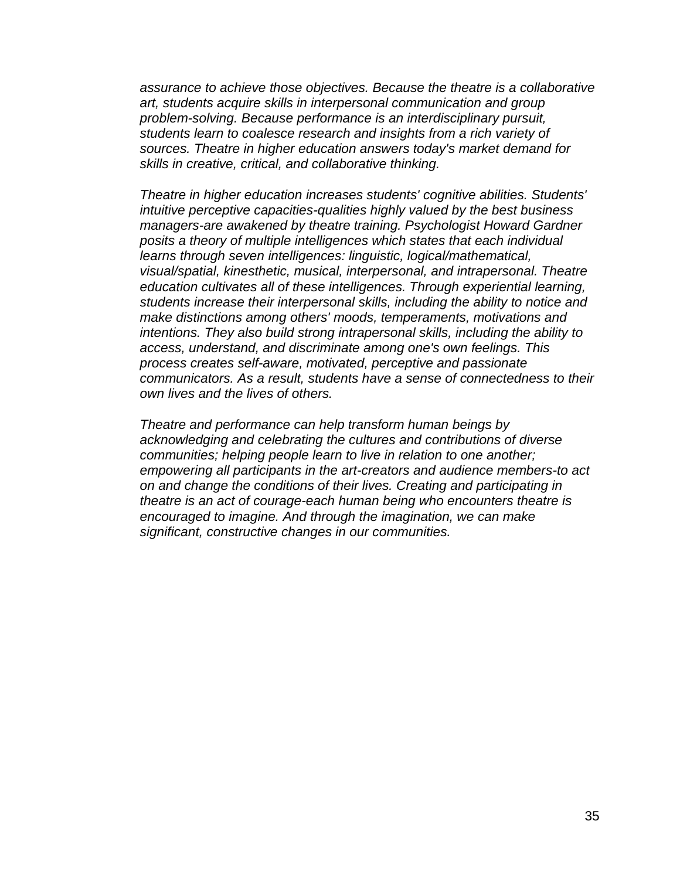*assurance to achieve those objectives. Because the theatre is a collaborative art, students acquire skills in interpersonal communication and group problem-solving. Because performance is an interdisciplinary pursuit, students learn to coalesce research and insights from a rich variety of sources. Theatre in higher education answers today's market demand for skills in creative, critical, and collaborative thinking.*

*Theatre in higher education increases students' cognitive abilities. Students' intuitive perceptive capacities-qualities highly valued by the best business managers-are awakened by theatre training. Psychologist Howard Gardner posits a theory of multiple intelligences which states that each individual learns through seven intelligences: linguistic, logical/mathematical, visual/spatial, kinesthetic, musical, interpersonal, and intrapersonal. Theatre education cultivates all of these intelligences. Through experiential learning, students increase their interpersonal skills, including the ability to notice and make distinctions among others' moods, temperaments, motivations and intentions. They also build strong intrapersonal skills, including the ability to access, understand, and discriminate among one's own feelings. This process creates self-aware, motivated, perceptive and passionate communicators. As a result, students have a sense of connectedness to their own lives and the lives of others.*

*Theatre and performance can help transform human beings by acknowledging and celebrating the cultures and contributions of diverse communities; helping people learn to live in relation to one another; empowering all participants in the art-creators and audience members-to act on and change the conditions of their lives. Creating and participating in theatre is an act of courage-each human being who encounters theatre is encouraged to imagine. And through the imagination, we can make significant, constructive changes in our communities.*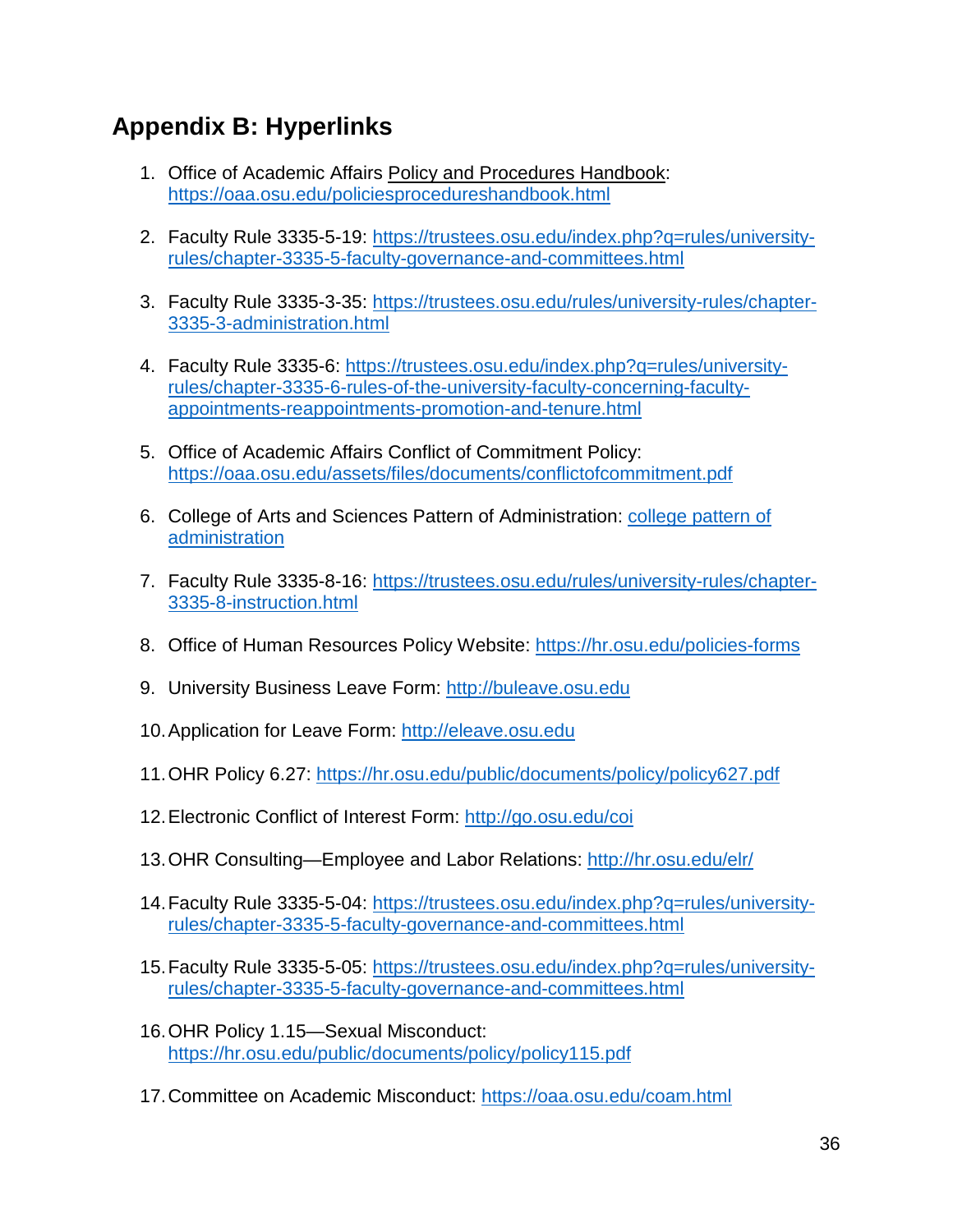## Appendix B: Hyperlinks

1. Office of Academic Affairs Policy and Procedures Handbook: https://oaa.osu.edu/policiesprocedureshandbook.html
2. Faculty Rule 3335-5-19: https://trustees.osu.edu/index.php?q=rules/university-rules/chapter-3335-5-faculty-governance-and-committees.html
3. Faculty Rule 3335-3-35: https://trustees.osu.edu/rules/university-rules/chapter-3335-3-administration.html
4. Faculty Rule 3335-6: https://trustees.osu.edu/index.php?q=rules/university-rules/chapter-3335-6-rules-of-the-university-faculty-concerning-faculty-appointments-reappointments-promotion-and-tenure.html
5. Office of Academic Affairs Conflict of Commitment Policy: https://oaa.osu.edu/assets/files/documents/conflictofcommitment.pdf
6. College of Arts and Sciences Pattern of Administration: college pattern of administration
7. Faculty Rule 3335-8-16: https://trustees.osu.edu/rules/university-rules/chapter-3335-8-instruction.html
8. Office of Human Resources Policy Website: https://hr.osu.edu/policies-forms
9. University Business Leave Form: http://buleave.osu.edu
10. Application for Leave Form: http://eleave.osu.edu
11. OHR Policy 6.27: https://hr.osu.edu/public/documents/policy/policy627.pdf
12. Electronic Conflict of Interest Form: http://go.osu.edu/coi
13. OHR Consulting—Employee and Labor Relations: http://hr.osu.edu/elr/
14. Faculty Rule 3335-5-04: https://trustees.osu.edu/index.php?q=rules/university-rules/chapter-3335-5-faculty-governance-and-committees.html
15. Faculty Rule 3335-5-05: https://trustees.osu.edu/index.php?q=rules/university-rules/chapter-3335-5-faculty-governance-and-committees.html
16. OHR Policy 1.15—Sexual Misconduct: https://hr.osu.edu/public/documents/policy/policy115.pdf
17. Committee on Academic Misconduct: https://oaa.osu.edu/coam.html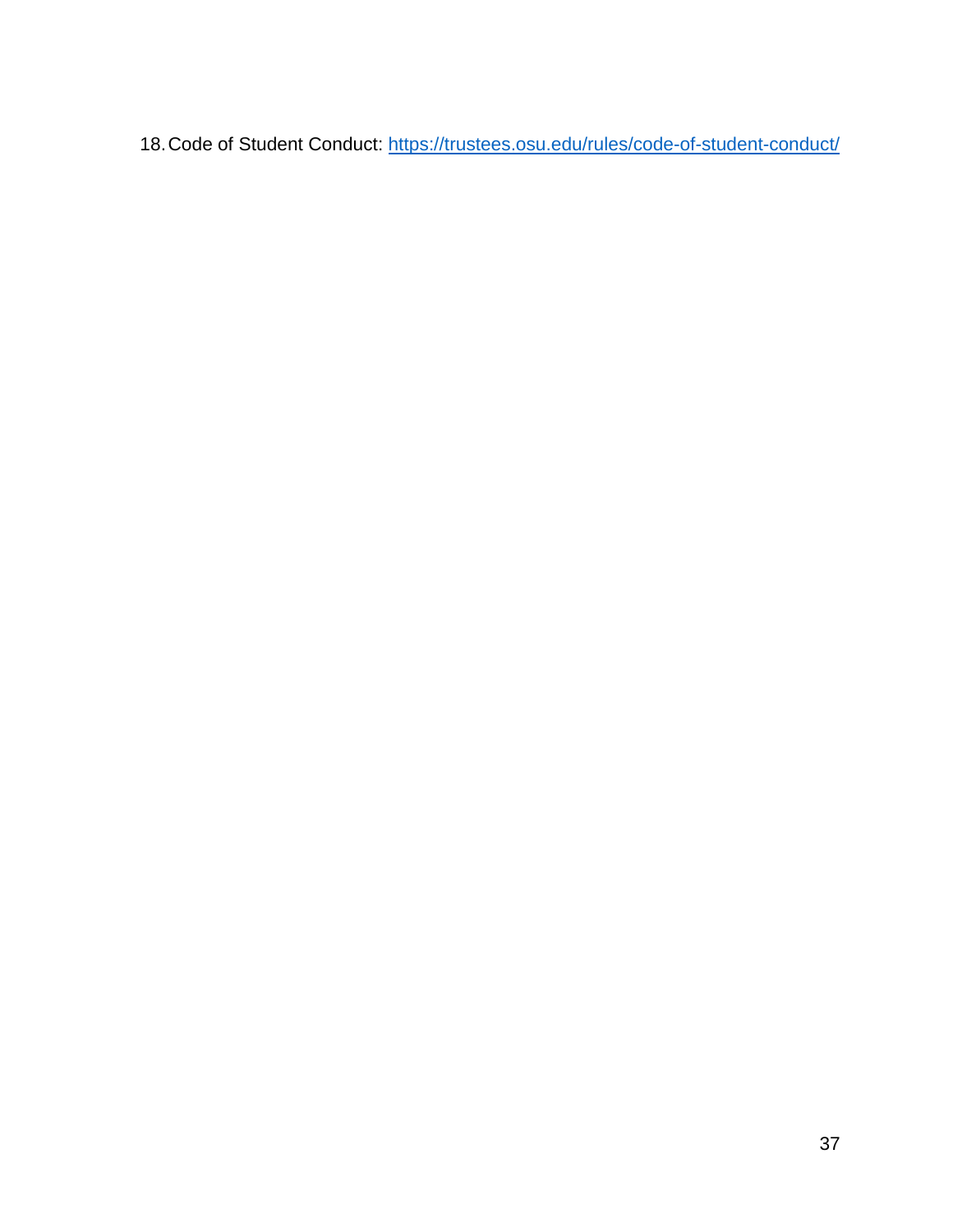18. Code of Student Conduct: [https://trustees.osu.edu/rules/code-of-student-conduct/](https://trustees.osu.edu/rules/code-of-student-conduct/)